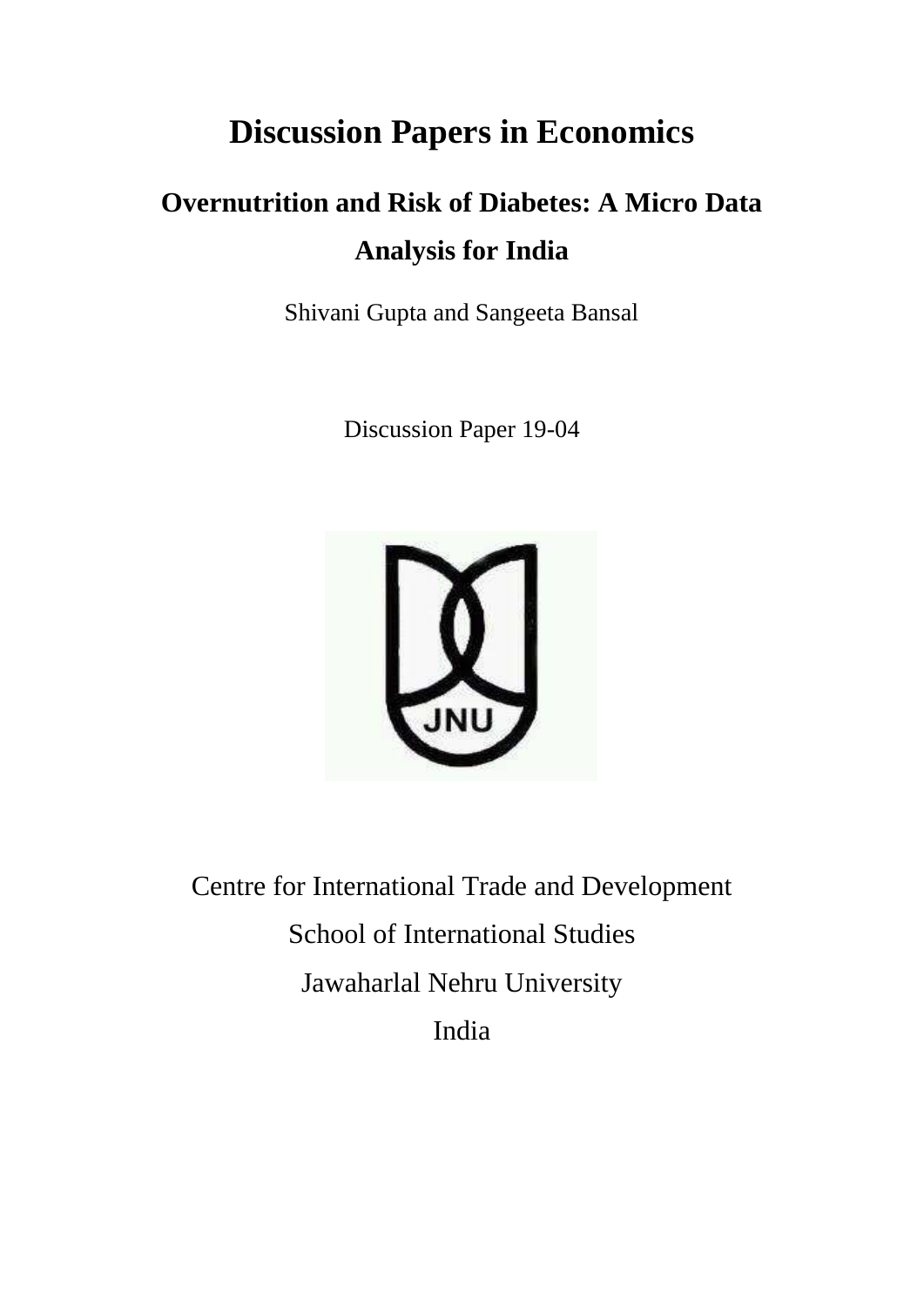# Discussion Papers in Economics

## Overnutrition and Risk of Diabetes: A Micro Data Analysis for India

Shivani Gupta and Sangeeta Bansal

Discussion Paper 19-04

Centre for International Trade and Development

School of International Studies

Jawaharlal Nehru University

India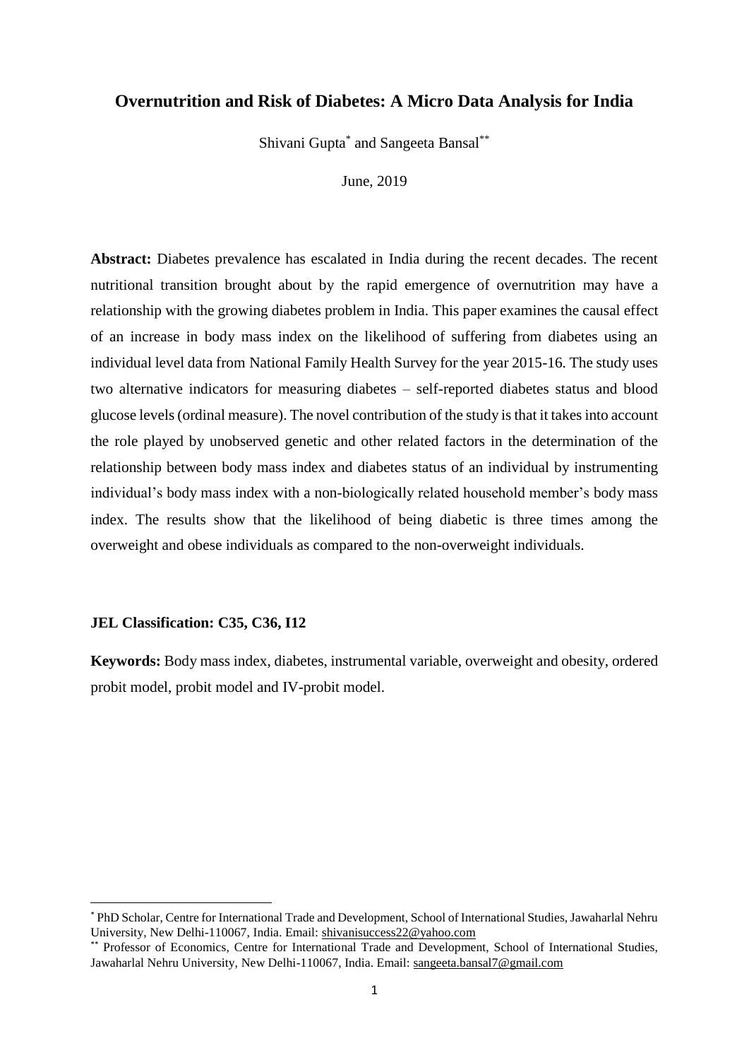# Overnutrition and Risk of Diabetes: A Micro Data Analysis for India

Shivani Gupta[*] and Sangeeta Bansal[**]

June, 2019

**Abstract:** Diabetes prevalence has escalated in India during the recent decades. The recent nutritional transition brought about by the rapid emergence of overnutrition may have a relationship with the growing diabetes problem in India. This paper examines the causal effect of an increase in body mass index on the likelihood of suffering from diabetes using an individual level data from National Family Health Survey for the year 2015-16. The study uses two alternative indicators for measuring diabetes – self-reported diabetes status and blood glucose levels (ordinal measure). The novel contribution of the study is that it takes into account the role played by unobserved genetic and other related factors in the determination of the relationship between body mass index and diabetes status of an individual by instrumenting individual's body mass index with a non-biologically related household member's body mass index. The results show that the likelihood of being diabetic is three times among the overweight and obese individuals as compared to the non-overweight individuals.

**JEL Classification: C35, C36, I12**

**Keywords:** Body mass index, diabetes, instrumental variable, overweight and obesity, ordered probit model, probit model and IV-probit model.

---

[*] PhD Scholar, Centre for International Trade and Development, School of International Studies, Jawaharlal Nehru University, New Delhi-110067, India. Email: shivanisuccess22@yahoo.com

[**] Professor of Economics, Centre for International Trade and Development, School of International Studies, Jawaharlal Nehru University, New Delhi-110067, India. Email: sangeeta.bansal7@gmail.com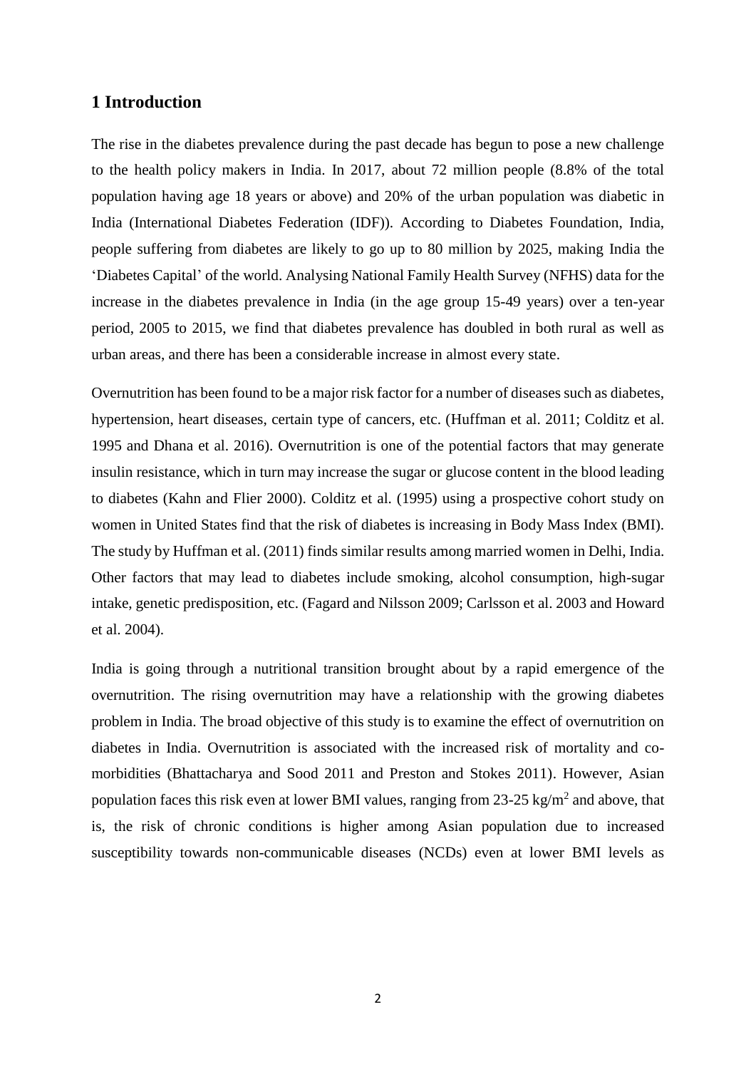## 1 Introduction

The rise in the diabetes prevalence during the past decade has begun to pose a new challenge to the health policy makers in India. In 2017, about 72 million people (8.8% of the total population having age 18 years or above) and 20% of the urban population was diabetic in India (International Diabetes Federation (IDF)). According to Diabetes Foundation, India, people suffering from diabetes are likely to go up to 80 million by 2025, making India the 'Diabetes Capital' of the world. Analysing National Family Health Survey (NFHS) data for the increase in the diabetes prevalence in India (in the age group 15-49 years) over a ten-year period, 2005 to 2015, we find that diabetes prevalence has doubled in both rural as well as urban areas, and there has been a considerable increase in almost every state.

Overnutrition has been found to be a major risk factor for a number of diseases such as diabetes, hypertension, heart diseases, certain type of cancers, etc. (Huffman et al. 2011; Colditz et al. 1995 and Dhana et al. 2016). Overnutrition is one of the potential factors that may generate insulin resistance, which in turn may increase the sugar or glucose content in the blood leading to diabetes (Kahn and Flier 2000). Colditz et al. (1995) using a prospective cohort study on women in United States find that the risk of diabetes is increasing in Body Mass Index (BMI). The study by Huffman et al. (2011) finds similar results among married women in Delhi, India. Other factors that may lead to diabetes include smoking, alcohol consumption, high-sugar intake, genetic predisposition, etc. (Fagard and Nilsson 2009; Carlsson et al. 2003 and Howard et al. 2004).

India is going through a nutritional transition brought about by a rapid emergence of the overnutrition. The rising overnutrition may have a relationship with the growing diabetes problem in India. The broad objective of this study is to examine the effect of overnutrition on diabetes in India. Overnutrition is associated with the increased risk of mortality and co-morbidities (Bhattacharya and Sood 2011 and Preston and Stokes 2011). However, Asian population faces this risk even at lower BMI values, ranging from 23-25 $kg/m^2$ and above, that is, the risk of chronic conditions is higher among Asian population due to increased susceptibility towards non-communicable diseases (NCDs) even at lower BMI levels as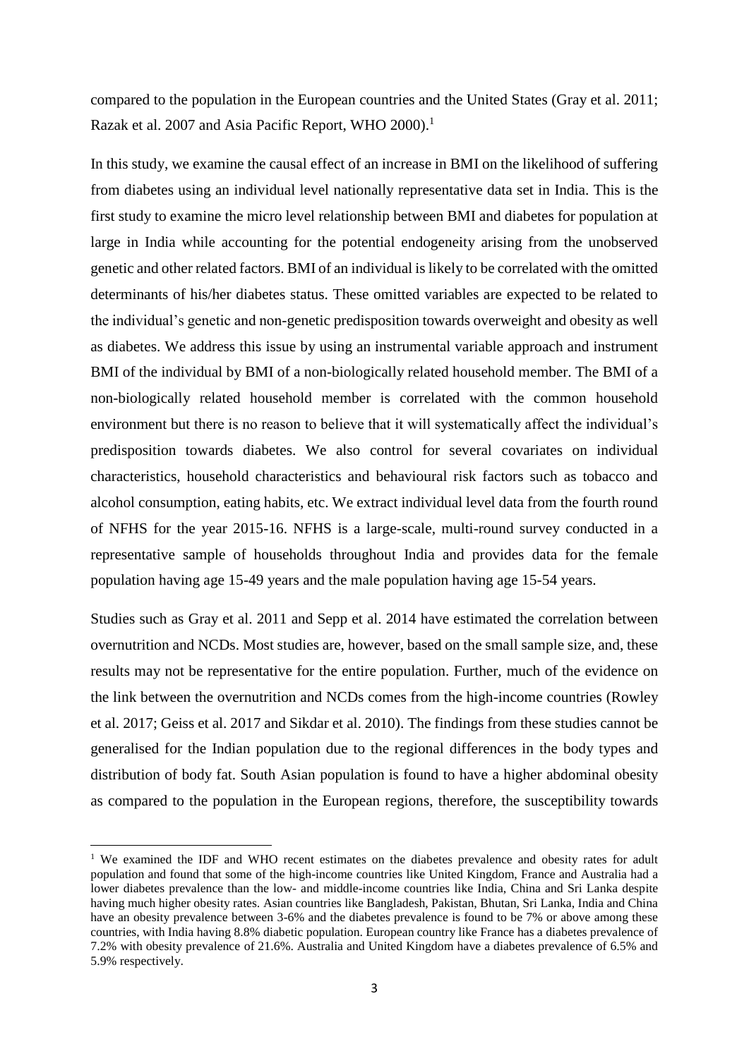compared to the population in the European countries and the United States (Gray et al. 2011; Razak et al. 2007 and Asia Pacific Report, WHO 2000).[1]

In this study, we examine the causal effect of an increase in BMI on the likelihood of suffering from diabetes using an individual level nationally representative data set in India. This is the first study to examine the micro level relationship between BMI and diabetes for population at large in India while accounting for the potential endogeneity arising from the unobserved genetic and other related factors. BMI of an individual is likely to be correlated with the omitted determinants of his/her diabetes status. These omitted variables are expected to be related to the individual's genetic and non-genetic predisposition towards overweight and obesity as well as diabetes. We address this issue by using an instrumental variable approach and instrument BMI of the individual by BMI of a non-biologically related household member. The BMI of a non-biologically related household member is correlated with the common household environment but there is no reason to believe that it will systematically affect the individual's predisposition towards diabetes. We also control for several covariates on individual characteristics, household characteristics and behavioural risk factors such as tobacco and alcohol consumption, eating habits, etc. We extract individual level data from the fourth round of NFHS for the year 2015-16. NFHS is a large-scale, multi-round survey conducted in a representative sample of households throughout India and provides data for the female population having age 15-49 years and the male population having age 15-54 years.

Studies such as Gray et al. 2011 and Sepp et al. 2014 have estimated the correlation between overnutrition and NCDs. Most studies are, however, based on the small sample size, and, these results may not be representative for the entire population. Further, much of the evidence on the link between the overnutrition and NCDs comes from the high-income countries (Rowley et al. 2017; Geiss et al. 2017 and Sikdar et al. 2010). The findings from these studies cannot be generalised for the Indian population due to the regional differences in the body types and distribution of body fat. South Asian population is found to have a higher abdominal obesity as compared to the population in the European regions, therefore, the susceptibility towards

[1] We examined the IDF and WHO recent estimates on the diabetes prevalence and obesity rates for adult population and found that some of the high-income countries like United Kingdom, France and Australia had a lower diabetes prevalence than the low- and middle-income countries like India, China and Sri Lanka despite having much higher obesity rates. Asian countries like Bangladesh, Pakistan, Bhutan, Sri Lanka, India and China have an obesity prevalence between 3-6% and the diabetes prevalence is found to be 7% or above among these countries, with India having 8.8% diabetic population. European country like France has a diabetes prevalence of 7.2% with obesity prevalence of 21.6%. Australia and United Kingdom have a diabetes prevalence of 6.5% and 5.9% respectively.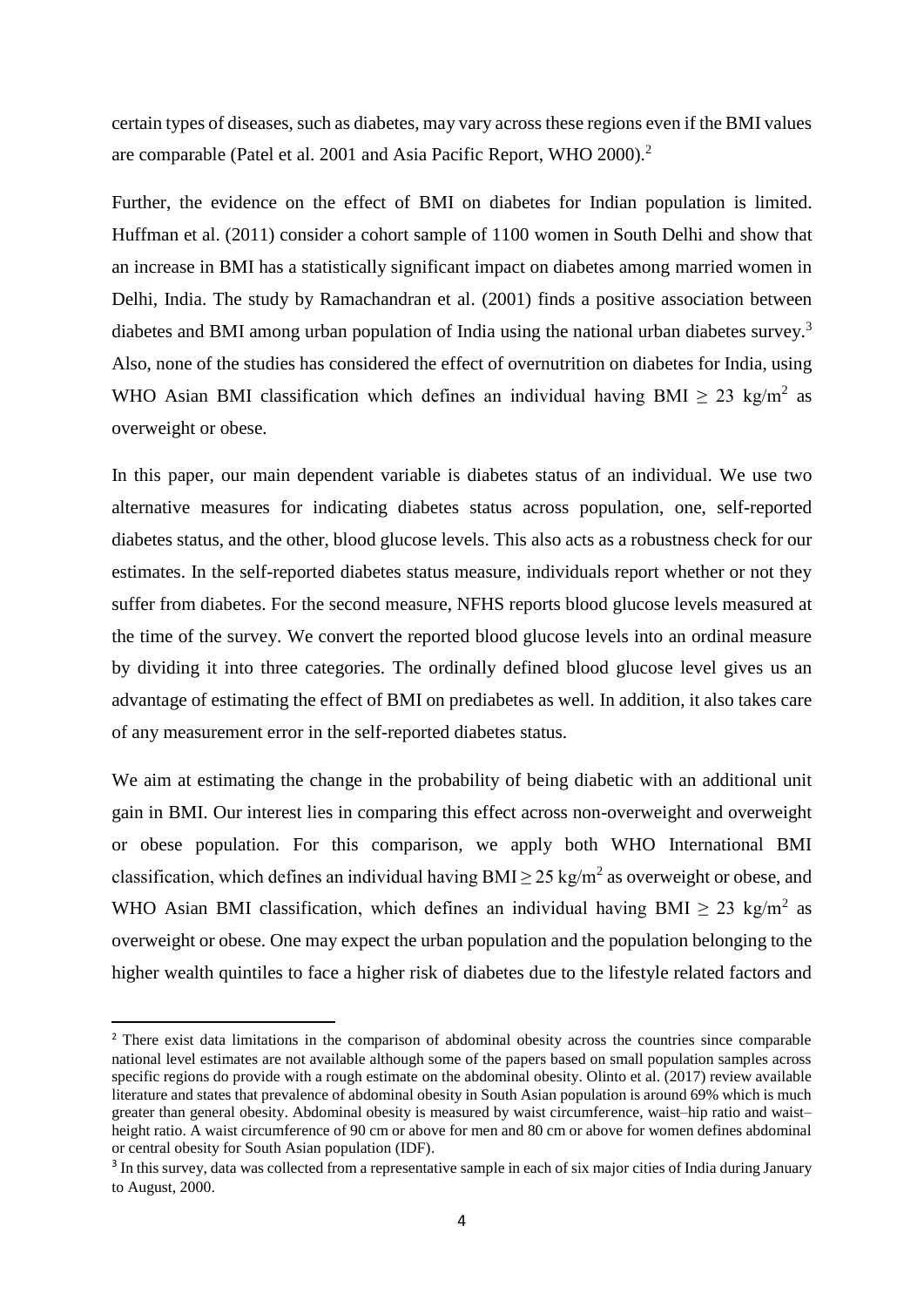certain types of diseases, such as diabetes, may vary across these regions even if the BMI values are comparable (Patel et al. 2001 and Asia Pacific Report, WHO 2000).[2]

Further, the evidence on the effect of BMI on diabetes for Indian population is limited. Huffman et al. (2011) consider a cohort sample of 1100 women in South Delhi and show that an increase in BMI has a statistically significant impact on diabetes among married women in Delhi, India. The study by Ramachandran et al. (2001) finds a positive association between diabetes and BMI among urban population of India using the national urban diabetes survey.[3] Also, none of the studies has considered the effect of overnutrition on diabetes for India, using WHO Asian BMI classification which defines an individual having BMI $\geq$ 23 kg/m$^2$ as overweight or obese.

In this paper, our main dependent variable is diabetes status of an individual. We use two alternative measures for indicating diabetes status across population, one, self-reported diabetes status, and the other, blood glucose levels. This also acts as a robustness check for our estimates. In the self-reported diabetes status measure, individuals report whether or not they suffer from diabetes. For the second measure, NFHS reports blood glucose levels measured at the time of the survey. We convert the reported blood glucose levels into an ordinal measure by dividing it into three categories. The ordinally defined blood glucose level gives us an advantage of estimating the effect of BMI on prediabetes as well. In addition, it also takes care of any measurement error in the self-reported diabetes status.

We aim at estimating the change in the probability of being diabetic with an additional unit gain in BMI. Our interest lies in comparing this effect across non-overweight and overweight or obese population. For this comparison, we apply both WHO International BMI classification, which defines an individual having BMI $\geq$ 25 kg/m$^2$ as overweight or obese, and WHO Asian BMI classification, which defines an individual having BMI $\geq$ 23 kg/m$^2$ as overweight or obese. One may expect the urban population and the population belonging to the higher wealth quintiles to face a higher risk of diabetes due to the lifestyle related factors and

---

[2] There exist data limitations in the comparison of abdominal obesity across the countries since comparable national level estimates are not available although some of the papers based on small population samples across specific regions do provide with a rough estimate on the abdominal obesity. Olinto et al. (2017) review available literature and states that prevalence of abdominal obesity in South Asian population is around 69% which is much greater than general obesity. Abdominal obesity is measured by waist circumference, waist–hip ratio and waist–height ratio. A waist circumference of 90 cm or above for men and 80 cm or above for women defines abdominal or central obesity for South Asian population (IDF).

[3] In this survey, data was collected from a representative sample in each of six major cities of India during January to August, 2000.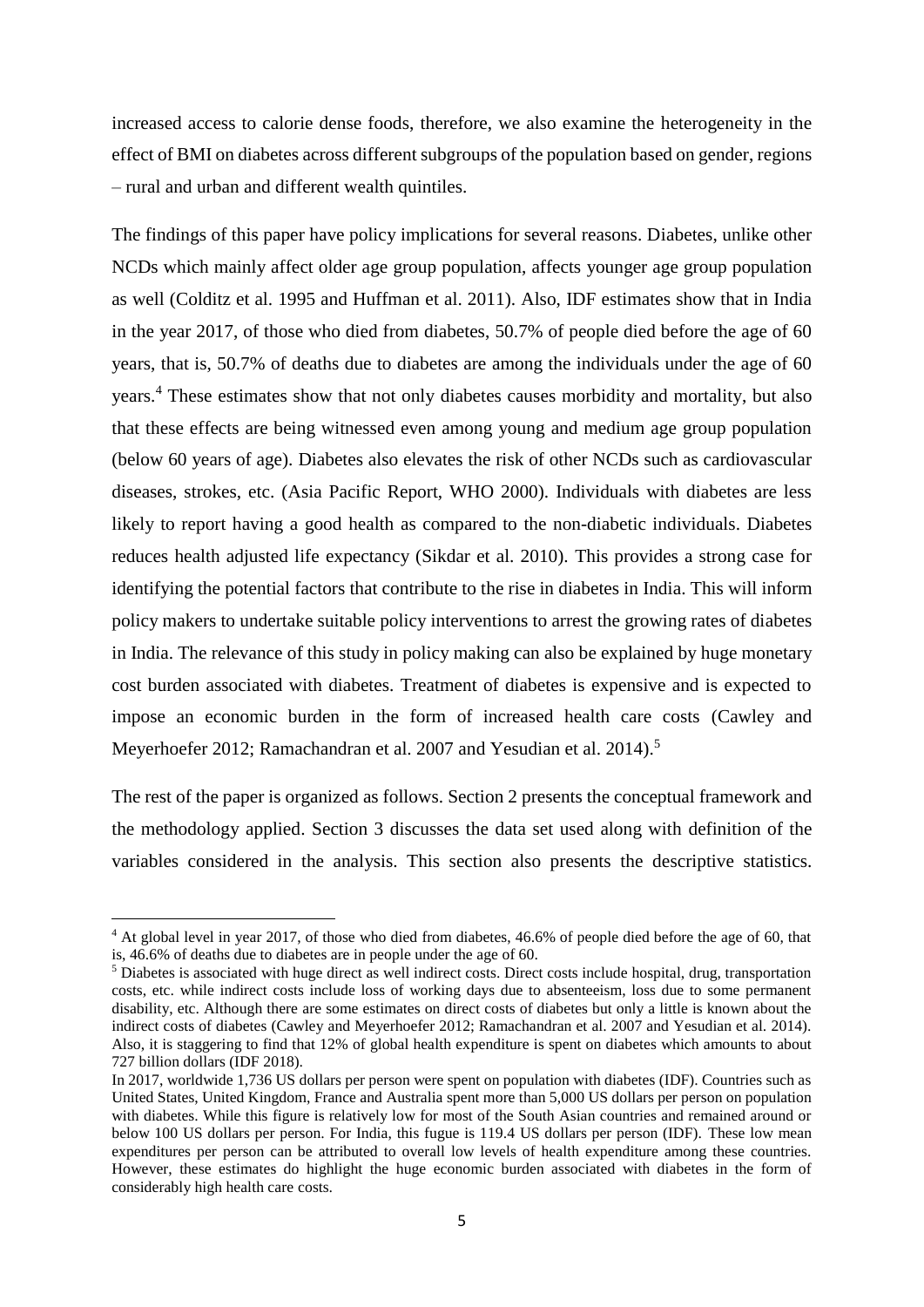increased access to calorie dense foods, therefore, we also examine the heterogeneity in the effect of BMI on diabetes across different subgroups of the population based on gender, regions – rural and urban and different wealth quintiles.

The findings of this paper have policy implications for several reasons. Diabetes, unlike other NCDs which mainly affect older age group population, affects younger age group population as well (Colditz et al. 1995 and Huffman et al. 2011). Also, IDF estimates show that in India in the year 2017, of those who died from diabetes, 50.7% of people died before the age of 60 years, that is, 50.7% of deaths due to diabetes are among the individuals under the age of 60 years.[4] These estimates show that not only diabetes causes morbidity and mortality, but also that these effects are being witnessed even among young and medium age group population (below 60 years of age). Diabetes also elevates the risk of other NCDs such as cardiovascular diseases, strokes, etc. (Asia Pacific Report, WHO 2000). Individuals with diabetes are less likely to report having a good health as compared to the non-diabetic individuals. Diabetes reduces health adjusted life expectancy (Sikdar et al. 2010). This provides a strong case for identifying the potential factors that contribute to the rise in diabetes in India. This will inform policy makers to undertake suitable policy interventions to arrest the growing rates of diabetes in India. The relevance of this study in policy making can also be explained by huge monetary cost burden associated with diabetes. Treatment of diabetes is expensive and is expected to impose an economic burden in the form of increased health care costs (Cawley and Meyerhoefer 2012; Ramachandran et al. 2007 and Yesudian et al. 2014).[5]

The rest of the paper is organized as follows. Section 2 presents the conceptual framework and the methodology applied. Section 3 discusses the data set used along with definition of the variables considered in the analysis. This section also presents the descriptive statistics.

---

[4] At global level in year 2017, of those who died from diabetes, 46.6% of people died before the age of 60, that is, 46.6% of deaths due to diabetes are in people under the age of 60.

[5] Diabetes is associated with huge direct as well indirect costs. Direct costs include hospital, drug, transportation costs, etc. while indirect costs include loss of working days due to absenteeism, loss due to some permanent disability, etc. Although there are some estimates on direct costs of diabetes but only a little is known about the indirect costs of diabetes (Cawley and Meyerhoefer 2012; Ramachandran et al. 2007 and Yesudian et al. 2014). Also, it is staggering to find that 12% of global health expenditure is spent on diabetes which amounts to about 727 billion dollars (IDF 2018).

In 2017, worldwide 1,736 US dollars per person were spent on population with diabetes (IDF). Countries such as United States, United Kingdom, France and Australia spent more than 5,000 US dollars per person on population with diabetes. While this figure is relatively low for most of the South Asian countries and remained around or below 100 US dollars per person. For India, this fugue is 119.4 US dollars per person (IDF). These low mean expenditures per person can be attributed to overall low levels of health expenditure among these countries. However, these estimates do highlight the huge economic burden associated with diabetes in the form of considerably high health care costs.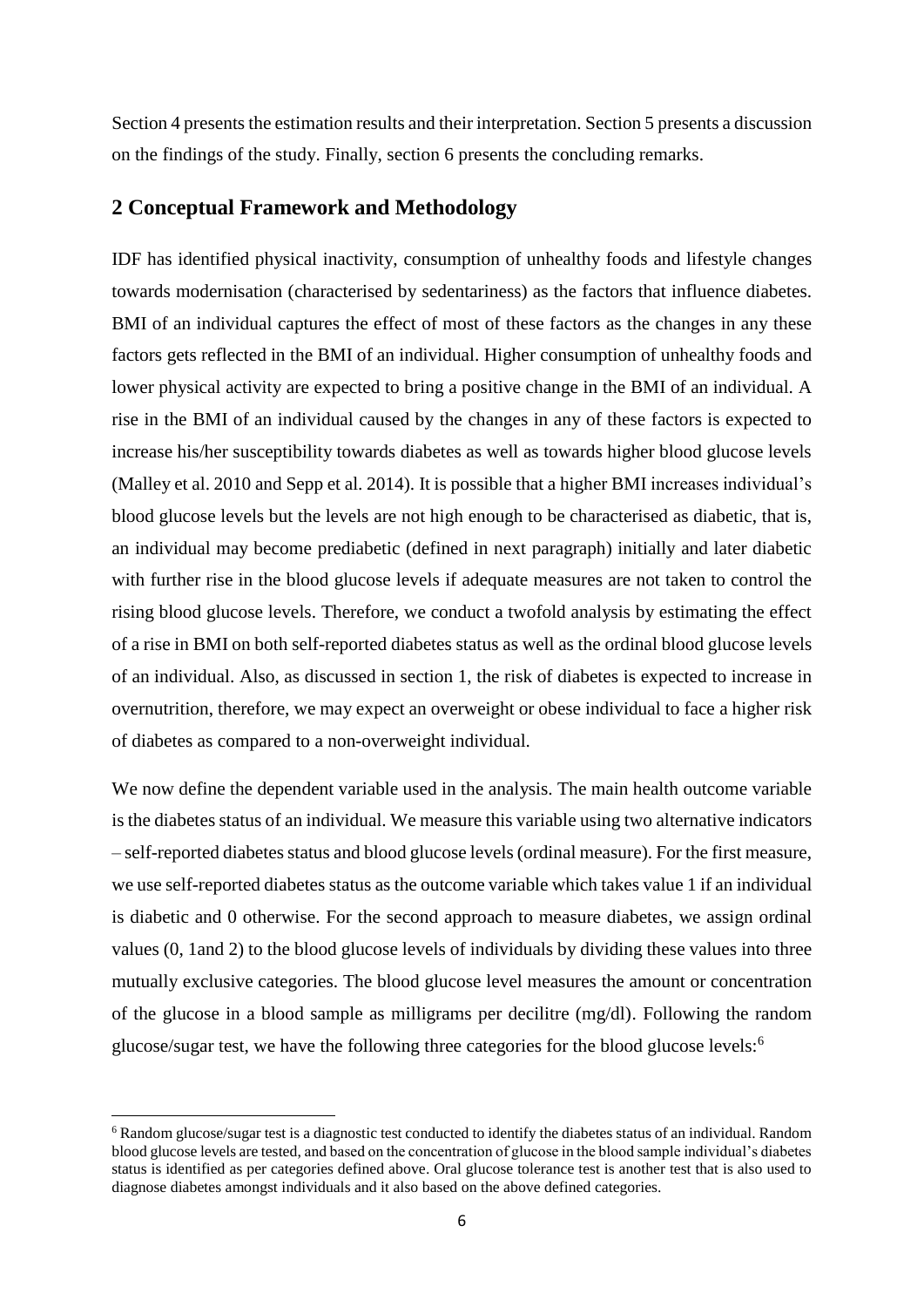Section 4 presents the estimation results and their interpretation. Section 5 presents a discussion on the findings of the study. Finally, section 6 presents the concluding remarks.

## 2 Conceptual Framework and Methodology

IDF has identified physical inactivity, consumption of unhealthy foods and lifestyle changes towards modernisation (characterised by sedentariness) as the factors that influence diabetes. BMI of an individual captures the effect of most of these factors as the changes in any these factors gets reflected in the BMI of an individual. Higher consumption of unhealthy foods and lower physical activity are expected to bring a positive change in the BMI of an individual. A rise in the BMI of an individual caused by the changes in any of these factors is expected to increase his/her susceptibility towards diabetes as well as towards higher blood glucose levels (Malley et al. 2010 and Sepp et al. 2014). It is possible that a higher BMI increases individual's blood glucose levels but the levels are not high enough to be characterised as diabetic, that is, an individual may become prediabetic (defined in next paragraph) initially and later diabetic with further rise in the blood glucose levels if adequate measures are not taken to control the rising blood glucose levels. Therefore, we conduct a twofold analysis by estimating the effect of a rise in BMI on both self-reported diabetes status as well as the ordinal blood glucose levels of an individual. Also, as discussed in section 1, the risk of diabetes is expected to increase in overnutrition, therefore, we may expect an overweight or obese individual to face a higher risk of diabetes as compared to a non-overweight individual.

We now define the dependent variable used in the analysis. The main health outcome variable is the diabetes status of an individual. We measure this variable using two alternative indicators – self-reported diabetes status and blood glucose levels (ordinal measure). For the first measure, we use self-reported diabetes status as the outcome variable which takes value 1 if an individual is diabetic and 0 otherwise. For the second approach to measure diabetes, we assign ordinal values (0, 1and 2) to the blood glucose levels of individuals by dividing these values into three mutually exclusive categories. The blood glucose level measures the amount or concentration of the glucose in a blood sample as milligrams per decilitre (mg/dl). Following the random glucose/sugar test, we have the following three categories for the blood glucose levels:[6]

[6] Random glucose/sugar test is a diagnostic test conducted to identify the diabetes status of an individual. Random blood glucose levels are tested, and based on the concentration of glucose in the blood sample individual's diabetes status is identified as per categories defined above. Oral glucose tolerance test is another test that is also used to diagnose diabetes amongst individuals and it also based on the above defined categories.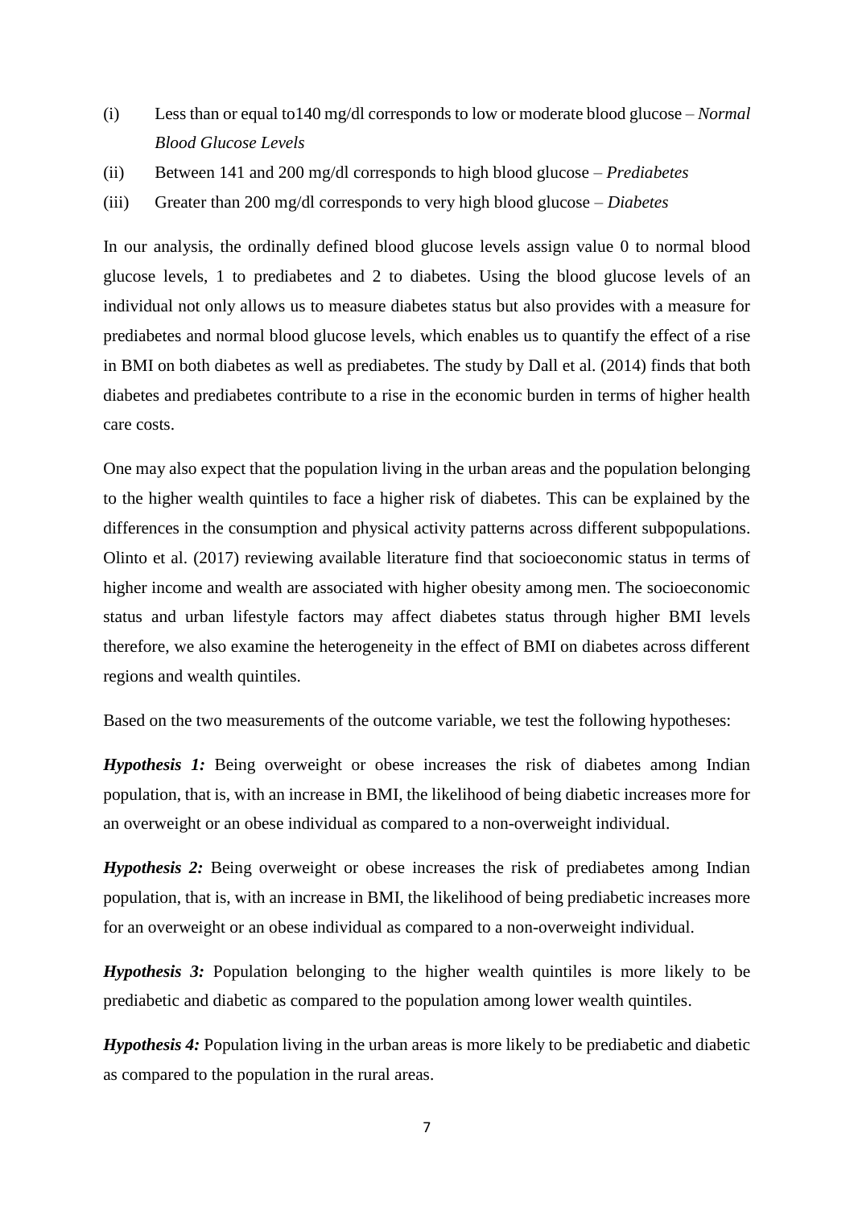(i) Less than or equal to140 mg/dl corresponds to low or moderate blood glucose – *Normal Blood Glucose Levels*

(ii) Between 141 and 200 mg/dl corresponds to high blood glucose – *Prediabetes*

(iii) Greater than 200 mg/dl corresponds to very high blood glucose – *Diabetes*

In our analysis, the ordinally defined blood glucose levels assign value 0 to normal blood glucose levels, 1 to prediabetes and 2 to diabetes. Using the blood glucose levels of an individual not only allows us to measure diabetes status but also provides with a measure for prediabetes and normal blood glucose levels, which enables us to quantify the effect of a rise in BMI on both diabetes as well as prediabetes. The study by Dall et al. (2014) finds that both diabetes and prediabetes contribute to a rise in the economic burden in terms of higher health care costs.

One may also expect that the population living in the urban areas and the population belonging to the higher wealth quintiles to face a higher risk of diabetes. This can be explained by the differences in the consumption and physical activity patterns across different subpopulations. Olinto et al. (2017) reviewing available literature find that socioeconomic status in terms of higher income and wealth are associated with higher obesity among men. The socioeconomic status and urban lifestyle factors may affect diabetes status through higher BMI levels therefore, we also examine the heterogeneity in the effect of BMI on diabetes across different regions and wealth quintiles.

Based on the two measurements of the outcome variable, we test the following hypotheses:

***Hypothesis 1:*** Being overweight or obese increases the risk of diabetes among Indian population, that is, with an increase in BMI, the likelihood of being diabetic increases more for an overweight or an obese individual as compared to a non-overweight individual.

***Hypothesis 2:*** Being overweight or obese increases the risk of prediabetes among Indian population, that is, with an increase in BMI, the likelihood of being prediabetic increases more for an overweight or an obese individual as compared to a non-overweight individual.

***Hypothesis 3:*** Population belonging to the higher wealth quintiles is more likely to be prediabetic and diabetic as compared to the population among lower wealth quintiles.

***Hypothesis 4:*** Population living in the urban areas is more likely to be prediabetic and diabetic as compared to the population in the rural areas.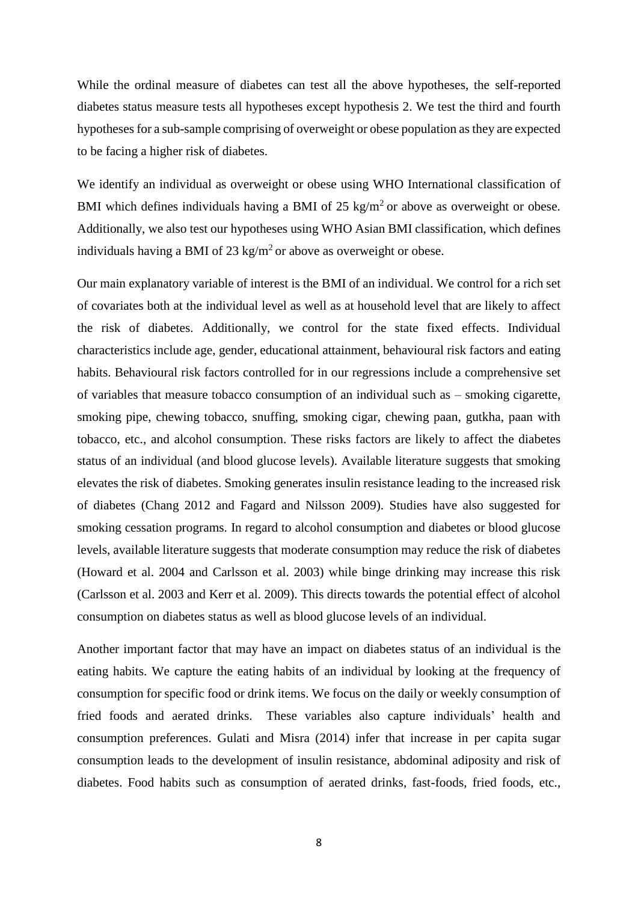While the ordinal measure of diabetes can test all the above hypotheses, the self-reported diabetes status measure tests all hypotheses except hypothesis 2. We test the third and fourth hypotheses for a sub-sample comprising of overweight or obese population as they are expected to be facing a higher risk of diabetes.

We identify an individual as overweight or obese using WHO International classification of BMI which defines individuals having a BMI of 25 kg/m$^2$ or above as overweight or obese. Additionally, we also test our hypotheses using WHO Asian BMI classification, which defines individuals having a BMI of 23 kg/m$^2$ or above as overweight or obese.

Our main explanatory variable of interest is the BMI of an individual. We control for a rich set of covariates both at the individual level as well as at household level that are likely to affect the risk of diabetes. Additionally, we control for the state fixed effects. Individual characteristics include age, gender, educational attainment, behavioural risk factors and eating habits. Behavioural risk factors controlled for in our regressions include a comprehensive set of variables that measure tobacco consumption of an individual such as – smoking cigarette, smoking pipe, chewing tobacco, snuffing, smoking cigar, chewing paan, gutkha, paan with tobacco, etc., and alcohol consumption. These risks factors are likely to affect the diabetes status of an individual (and blood glucose levels). Available literature suggests that smoking elevates the risk of diabetes. Smoking generates insulin resistance leading to the increased risk of diabetes (Chang 2012 and Fagard and Nilsson 2009). Studies have also suggested for smoking cessation programs. In regard to alcohol consumption and diabetes or blood glucose levels, available literature suggests that moderate consumption may reduce the risk of diabetes (Howard et al. 2004 and Carlsson et al. 2003) while binge drinking may increase this risk (Carlsson et al. 2003 and Kerr et al. 2009). This directs towards the potential effect of alcohol consumption on diabetes status as well as blood glucose levels of an individual.

Another important factor that may have an impact on diabetes status of an individual is the eating habits. We capture the eating habits of an individual by looking at the frequency of consumption for specific food or drink items. We focus on the daily or weekly consumption of fried foods and aerated drinks. These variables also capture individuals' health and consumption preferences. Gulati and Misra (2014) infer that increase in per capita sugar consumption leads to the development of insulin resistance, abdominal adiposity and risk of diabetes. Food habits such as consumption of aerated drinks, fast-foods, fried foods, etc.,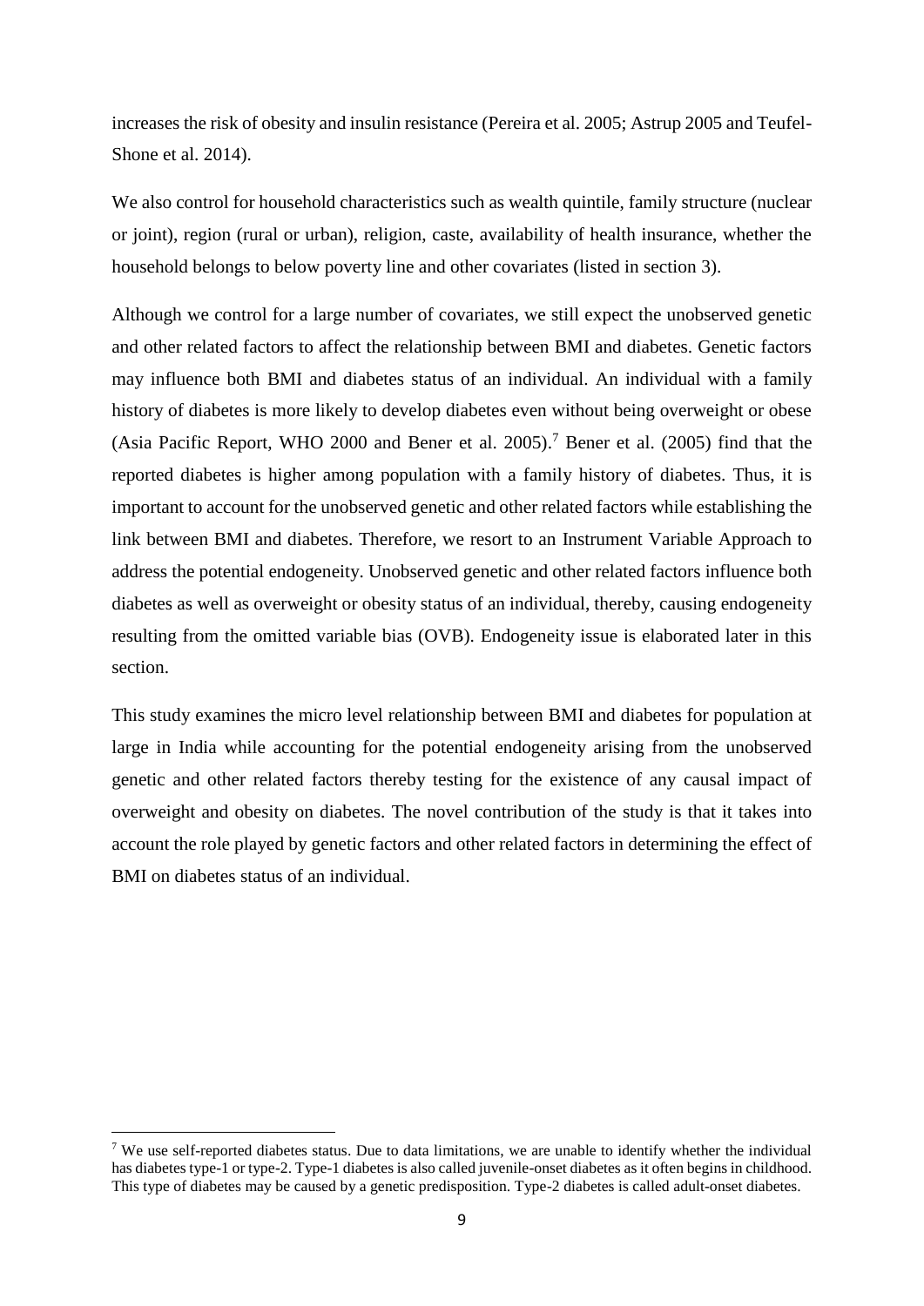increases the risk of obesity and insulin resistance (Pereira et al. 2005; Astrup 2005 and Teufel-Shone et al. 2014).

We also control for household characteristics such as wealth quintile, family structure (nuclear or joint), region (rural or urban), religion, caste, availability of health insurance, whether the household belongs to below poverty line and other covariates (listed in section 3).

Although we control for a large number of covariates, we still expect the unobserved genetic and other related factors to affect the relationship between BMI and diabetes. Genetic factors may influence both BMI and diabetes status of an individual. An individual with a family history of diabetes is more likely to develop diabetes even without being overweight or obese (Asia Pacific Report, WHO 2000 and Bener et al. 2005).[7] Bener et al. (2005) find that the reported diabetes is higher among population with a family history of diabetes. Thus, it is important to account for the unobserved genetic and other related factors while establishing the link between BMI and diabetes. Therefore, we resort to an Instrument Variable Approach to address the potential endogeneity. Unobserved genetic and other related factors influence both diabetes as well as overweight or obesity status of an individual, thereby, causing endogeneity resulting from the omitted variable bias (OVB). Endogeneity issue is elaborated later in this section.

This study examines the micro level relationship between BMI and diabetes for population at large in India while accounting for the potential endogeneity arising from the unobserved genetic and other related factors thereby testing for the existence of any causal impact of overweight and obesity on diabetes. The novel contribution of the study is that it takes into account the role played by genetic factors and other related factors in determining the effect of BMI on diabetes status of an individual.

[7] We use self-reported diabetes status. Due to data limitations, we are unable to identify whether the individual has diabetes type-1 or type-2. Type-1 diabetes is also called juvenile-onset diabetes as it often begins in childhood. This type of diabetes may be caused by a genetic predisposition. Type-2 diabetes is called adult-onset diabetes.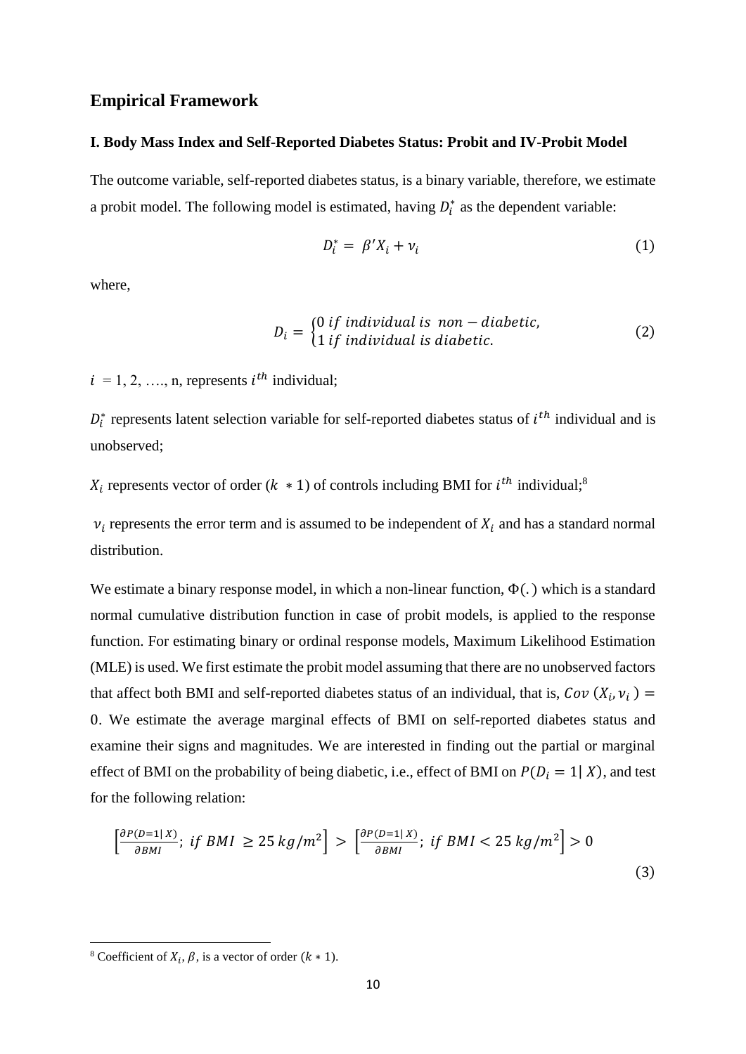## Empirical Framework

### I. Body Mass Index and Self-Reported Diabetes Status: Probit and IV-Probit Model

The outcome variable, self-reported diabetes status, is a binary variable, therefore, we estimate a probit model. The following model is estimated, having $D_i^*$ as the dependent variable:

$$D_i^* = \beta' X_i + \nu_i \tag{1}$$

where,

$$D_i = \begin{cases} 0 \; if \; individual \; is \; non-diabetic, \\ 1 \; if \; individual \; is \; diabetic. \end{cases} \tag{2}$$

$i$ = 1, 2, …., n, represents $i^{th}$ individual;

$D_i^*$ represents latent selection variable for self-reported diabetes status of $i^{th}$ individual and is unobserved;

$X_i$ represents vector of order $(k * 1)$ of controls including BMI for $i^{th}$ individual;[8]

$\nu_i$ represents the error term and is assumed to be independent of $X_i$ and has a standard normal distribution.

We estimate a binary response model, in which a non-linear function, $\Phi(.)$ which is a standard normal cumulative distribution function in case of probit models, is applied to the response function. For estimating binary or ordinal response models, Maximum Likelihood Estimation (MLE) is used. We first estimate the probit model assuming that there are no unobserved factors that affect both BMI and self-reported diabetes status of an individual, that is, $Cov\,(X_i, \nu_i) = 0$. We estimate the average marginal effects of BMI on self-reported diabetes status and examine their signs and magnitudes. We are interested in finding out the partial or marginal effect of BMI on the probability of being diabetic, i.e., effect of BMI on $P(D_i = 1|\, X)$, and test for the following relation:

$$\left[\frac{\partial P(D=1|\,X)}{\partial BMI};\; if\; BMI \geq 25\, kg/m^2\right] > \left[\frac{\partial P(D=1|\,X)}{\partial BMI};\; if\; BMI < 25\, kg/m^2\right] > 0 \tag{3}$$

---

[8] Coefficient of $X_i$, $\beta$, is a vector of order $(k * 1)$.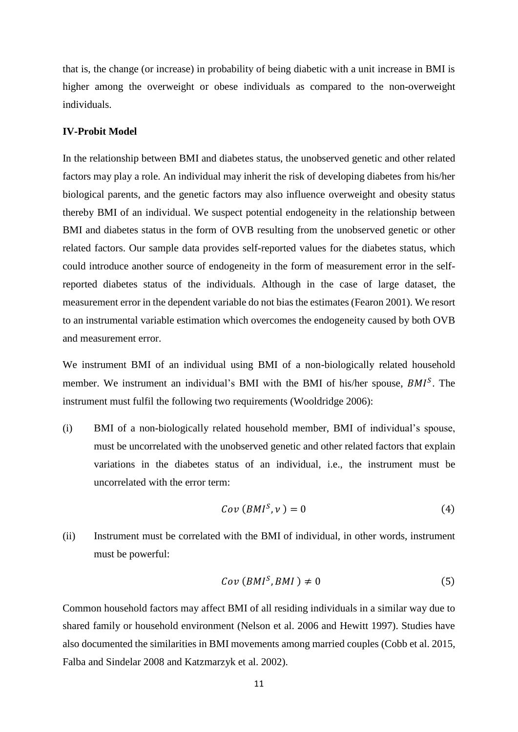that is, the change (or increase) in probability of being diabetic with a unit increase in BMI is higher among the overweight or obese individuals as compared to the non-overweight individuals.

**IV-Probit Model**

In the relationship between BMI and diabetes status, the unobserved genetic and other related factors may play a role. An individual may inherit the risk of developing diabetes from his/her biological parents, and the genetic factors may also influence overweight and obesity status thereby BMI of an individual. We suspect potential endogeneity in the relationship between BMI and diabetes status in the form of OVB resulting from the unobserved genetic or other related factors. Our sample data provides self-reported values for the diabetes status, which could introduce another source of endogeneity in the form of measurement error in the self-reported diabetes status of the individuals. Although in the case of large dataset, the measurement error in the dependent variable do not bias the estimates (Fearon 2001). We resort to an instrumental variable estimation which overcomes the endogeneity caused by both OVB and measurement error.

We instrument BMI of an individual using BMI of a non-biologically related household member. We instrument an individual's BMI with the BMI of his/her spouse, $BMI^S$. The instrument must fulfil the following two requirements (Wooldridge 2006):

(i) BMI of a non-biologically related household member, BMI of individual's spouse, must be uncorrelated with the unobserved genetic and other related factors that explain variations in the diabetes status of an individual, i.e., the instrument must be uncorrelated with the error term:

$$Cov\ (BMI^S, \nu\ ) = 0 \tag{4}$$

(ii) Instrument must be correlated with the BMI of individual, in other words, instrument must be powerful:

$$Cov\ (BMI^S, BMI\ ) \neq 0 \tag{5}$$

Common household factors may affect BMI of all residing individuals in a similar way due to shared family or household environment (Nelson et al. 2006 and Hewitt 1997). Studies have also documented the similarities in BMI movements among married couples (Cobb et al. 2015, Falba and Sindelar 2008 and Katzmarzyk et al. 2002).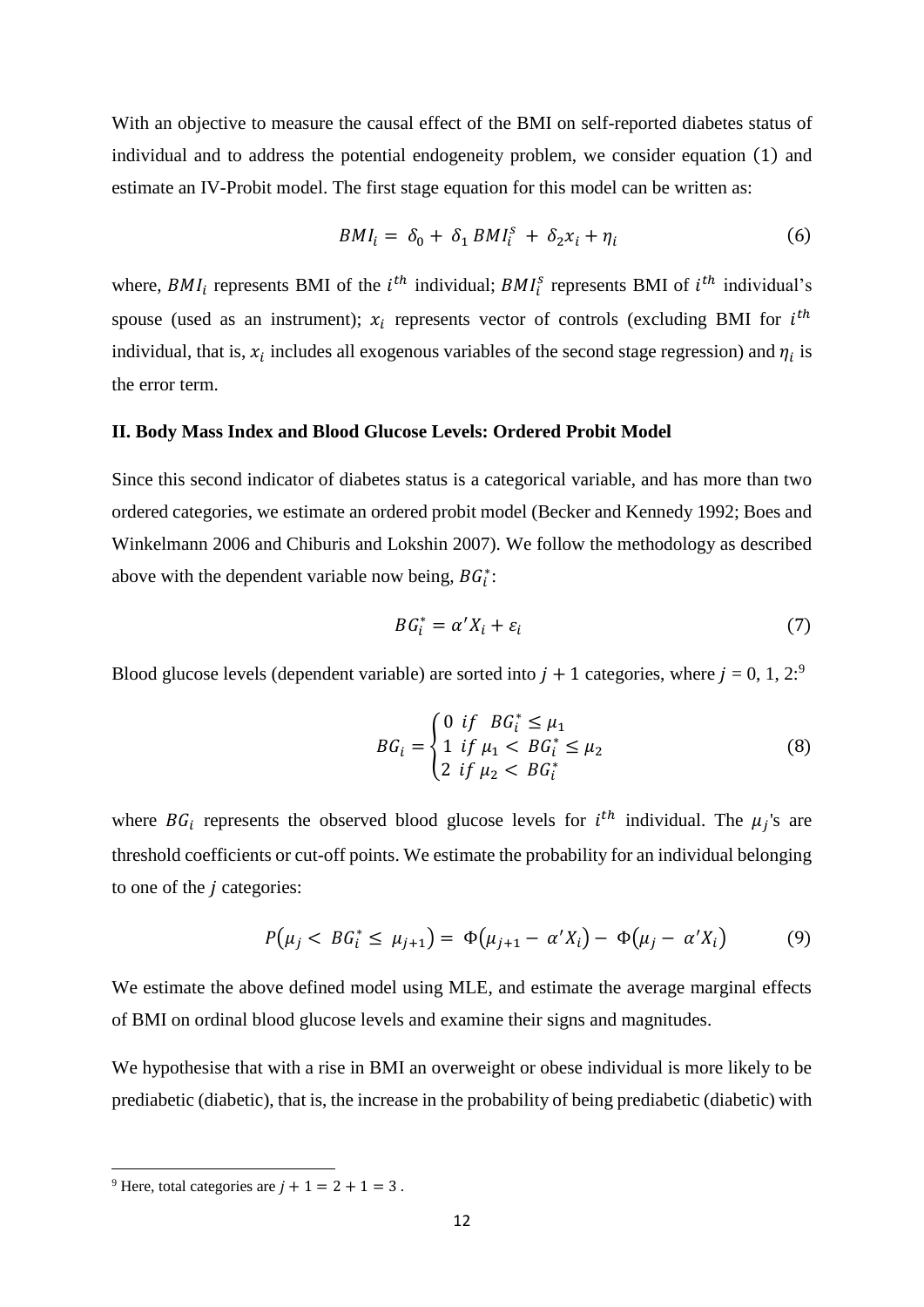With an objective to measure the causal effect of the BMI on self-reported diabetes status of individual and to address the potential endogeneity problem, we consider equation (1) and estimate an IV-Probit model. The first stage equation for this model can be written as:

$$BMI_i = \delta_0 + \delta_1 BMI_i^s + \delta_2 x_i + \eta_i \tag{6}$$

where, $BMI_i$ represents BMI of the $i^{th}$ individual; $BMI_i^s$ represents BMI of $i^{th}$ individual's spouse (used as an instrument); $x_i$ represents vector of controls (excluding BMI for $i^{th}$ individual, that is, $x_i$ includes all exogenous variables of the second stage regression) and $\eta_i$ is the error term.

**II. Body Mass Index and Blood Glucose Levels: Ordered Probit Model**

Since this second indicator of diabetes status is a categorical variable, and has more than two ordered categories, we estimate an ordered probit model (Becker and Kennedy 1992; Boes and Winkelmann 2006 and Chiburis and Lokshin 2007). We follow the methodology as described above with the dependent variable now being, $BG_i^*$:

$$BG_i^* = \alpha' X_i + \varepsilon_i \tag{7}$$

Blood glucose levels (dependent variable) are sorted into $j+1$ categories, where $j$ = 0, 1, 2:[9]

$$BG_i = \begin{cases} 0 \;\; if \;\; BG_i^* \leq \mu_1 \\ 1 \;\; if \; \mu_1 < BG_i^* \leq \mu_2 \\ 2 \;\; if \; \mu_2 < BG_i^* \end{cases} \tag{8}$$

where $BG_i$ represents the observed blood glucose levels for $i^{th}$ individual. The $\mu_j$'s are threshold coefficients or cut-off points. We estimate the probability for an individual belonging to one of the $j$ categories:

$$P(\mu_j < BG_i^* \leq \mu_{j+1}) = \Phi(\mu_{j+1} - \alpha' X_i) - \Phi(\mu_j - \alpha' X_i) \tag{9}$$

We estimate the above defined model using MLE, and estimate the average marginal effects of BMI on ordinal blood glucose levels and examine their signs and magnitudes.

We hypothesise that with a rise in BMI an overweight or obese individual is more likely to be prediabetic (diabetic), that is, the increase in the probability of being prediabetic (diabetic) with

[9] Here, total categories are $j + 1 = 2 + 1 = 3$ .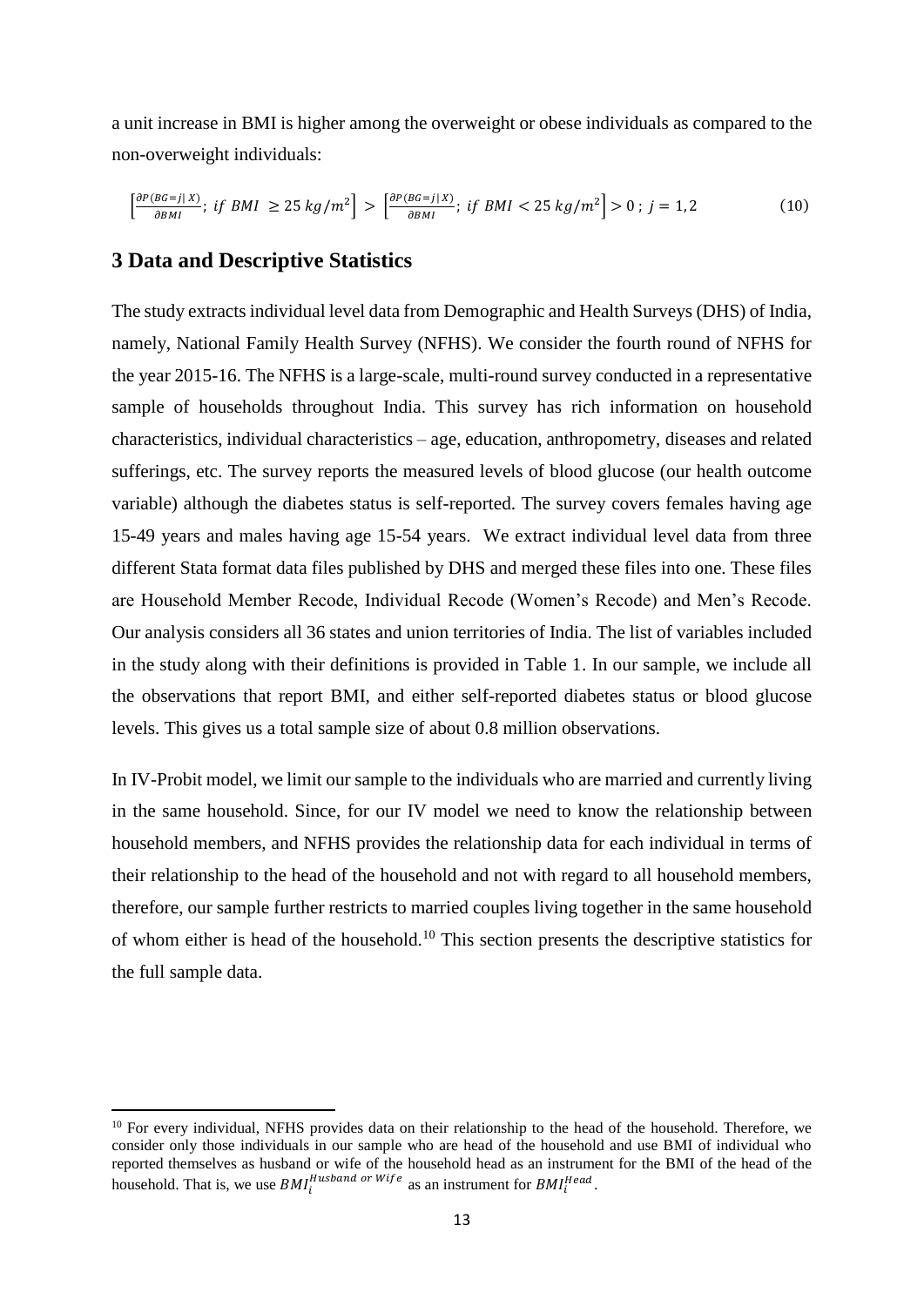a unit increase in BMI is higher among the overweight or obese individuals as compared to the non-overweight individuals:

$$\left[\frac{\partial P(BG=j|\,X)}{\partial BMI};\ if\ BMI\ \geq 25\ kg/m^2\right] > \left[\frac{\partial P(BG=j|\,X)}{\partial BMI};\ if\ BMI < 25\ kg/m^2\right] > 0\ ;\ j = 1,2 \qquad (10)$$

## 3 Data and Descriptive Statistics

The study extracts individual level data from Demographic and Health Surveys (DHS) of India, namely, National Family Health Survey (NFHS). We consider the fourth round of NFHS for the year 2015-16. The NFHS is a large-scale, multi-round survey conducted in a representative sample of households throughout India. This survey has rich information on household characteristics, individual characteristics – age, education, anthropometry, diseases and related sufferings, etc. The survey reports the measured levels of blood glucose (our health outcome variable) although the diabetes status is self-reported. The survey covers females having age 15-49 years and males having age 15-54 years. We extract individual level data from three different Stata format data files published by DHS and merged these files into one. These files are Household Member Recode, Individual Recode (Women's Recode) and Men's Recode. Our analysis considers all 36 states and union territories of India. The list of variables included in the study along with their definitions is provided in Table 1. In our sample, we include all the observations that report BMI, and either self-reported diabetes status or blood glucose levels. This gives us a total sample size of about 0.8 million observations.

In IV-Probit model, we limit our sample to the individuals who are married and currently living in the same household. Since, for our IV model we need to know the relationship between household members, and NFHS provides the relationship data for each individual in terms of their relationship to the head of the household and not with regard to all household members, therefore, our sample further restricts to married couples living together in the same household of whom either is head of the household.[10] This section presents the descriptive statistics for the full sample data.

[10] For every individual, NFHS provides data on their relationship to the head of the household. Therefore, we consider only those individuals in our sample who are head of the household and use BMI of individual who reported themselves as husband or wife of the household head as an instrument for the BMI of the head of the household. That is, we use $BMI_i^{Husband\ or\ Wife}$ as an instrument for $BMI_i^{Head}$.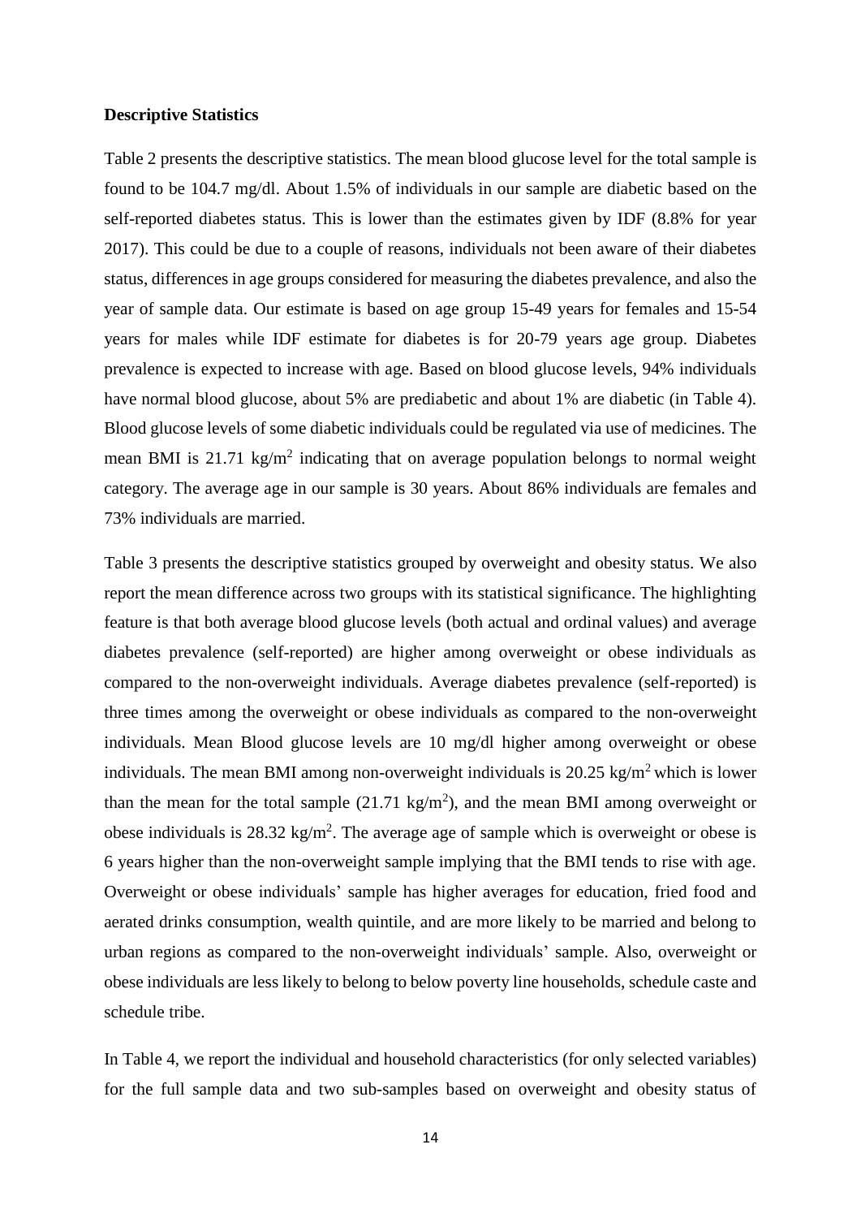**Descriptive Statistics**

Table 2 presents the descriptive statistics. The mean blood glucose level for the total sample is found to be 104.7 mg/dl. About 1.5% of individuals in our sample are diabetic based on the self-reported diabetes status. This is lower than the estimates given by IDF (8.8% for year 2017). This could be due to a couple of reasons, individuals not been aware of their diabetes status, differences in age groups considered for measuring the diabetes prevalence, and also the year of sample data. Our estimate is based on age group 15-49 years for females and 15-54 years for males while IDF estimate for diabetes is for 20-79 years age group. Diabetes prevalence is expected to increase with age. Based on blood glucose levels, 94% individuals have normal blood glucose, about 5% are prediabetic and about 1% are diabetic (in Table 4). Blood glucose levels of some diabetic individuals could be regulated via use of medicines. The mean BMI is 21.71 kg/m$^2$ indicating that on average population belongs to normal weight category. The average age in our sample is 30 years. About 86% individuals are females and 73% individuals are married.

Table 3 presents the descriptive statistics grouped by overweight and obesity status. We also report the mean difference across two groups with its statistical significance. The highlighting feature is that both average blood glucose levels (both actual and ordinal values) and average diabetes prevalence (self-reported) are higher among overweight or obese individuals as compared to the non-overweight individuals. Average diabetes prevalence (self-reported) is three times among the overweight or obese individuals as compared to the non-overweight individuals. Mean Blood glucose levels are 10 mg/dl higher among overweight or obese individuals. The mean BMI among non-overweight individuals is 20.25 kg/m$^2$ which is lower than the mean for the total sample (21.71 kg/m$^2$), and the mean BMI among overweight or obese individuals is 28.32 kg/m$^2$. The average age of sample which is overweight or obese is 6 years higher than the non-overweight sample implying that the BMI tends to rise with age. Overweight or obese individuals' sample has higher averages for education, fried food and aerated drinks consumption, wealth quintile, and are more likely to be married and belong to urban regions as compared to the non-overweight individuals' sample. Also, overweight or obese individuals are less likely to belong to below poverty line households, schedule caste and schedule tribe.

In Table 4, we report the individual and household characteristics (for only selected variables) for the full sample data and two sub-samples based on overweight and obesity status of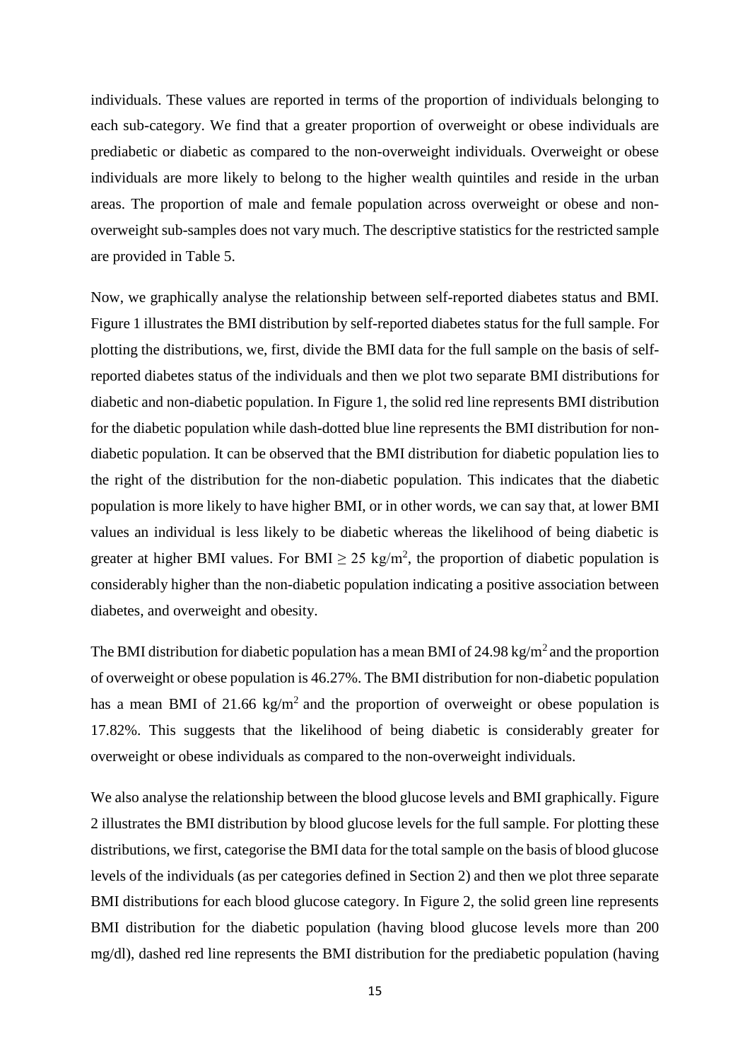individuals. These values are reported in terms of the proportion of individuals belonging to each sub-category. We find that a greater proportion of overweight or obese individuals are prediabetic or diabetic as compared to the non-overweight individuals. Overweight or obese individuals are more likely to belong to the higher wealth quintiles and reside in the urban areas. The proportion of male and female population across overweight or obese and non-overweight sub-samples does not vary much. The descriptive statistics for the restricted sample are provided in Table 5.

Now, we graphically analyse the relationship between self-reported diabetes status and BMI. Figure 1 illustrates the BMI distribution by self-reported diabetes status for the full sample. For plotting the distributions, we, first, divide the BMI data for the full sample on the basis of self-reported diabetes status of the individuals and then we plot two separate BMI distributions for diabetic and non-diabetic population. In Figure 1, the solid red line represents BMI distribution for the diabetic population while dash-dotted blue line represents the BMI distribution for non-diabetic population. It can be observed that the BMI distribution for diabetic population lies to the right of the distribution for the non-diabetic population. This indicates that the diabetic population is more likely to have higher BMI, or in other words, we can say that, at lower BMI values an individual is less likely to be diabetic whereas the likelihood of being diabetic is greater at higher BMI values. For BMI $\geq 25$ kg/m$^2$, the proportion of diabetic population is considerably higher than the non-diabetic population indicating a positive association between diabetes, and overweight and obesity.

The BMI distribution for diabetic population has a mean BMI of 24.98 kg/m$^2$ and the proportion of overweight or obese population is 46.27%. The BMI distribution for non-diabetic population has a mean BMI of 21.66 kg/m$^2$ and the proportion of overweight or obese population is 17.82%. This suggests that the likelihood of being diabetic is considerably greater for overweight or obese individuals as compared to the non-overweight individuals.

We also analyse the relationship between the blood glucose levels and BMI graphically. Figure 2 illustrates the BMI distribution by blood glucose levels for the full sample. For plotting these distributions, we first, categorise the BMI data for the total sample on the basis of blood glucose levels of the individuals (as per categories defined in Section 2) and then we plot three separate BMI distributions for each blood glucose category. In Figure 2, the solid green line represents BMI distribution for the diabetic population (having blood glucose levels more than 200 mg/dl), dashed red line represents the BMI distribution for the prediabetic population (having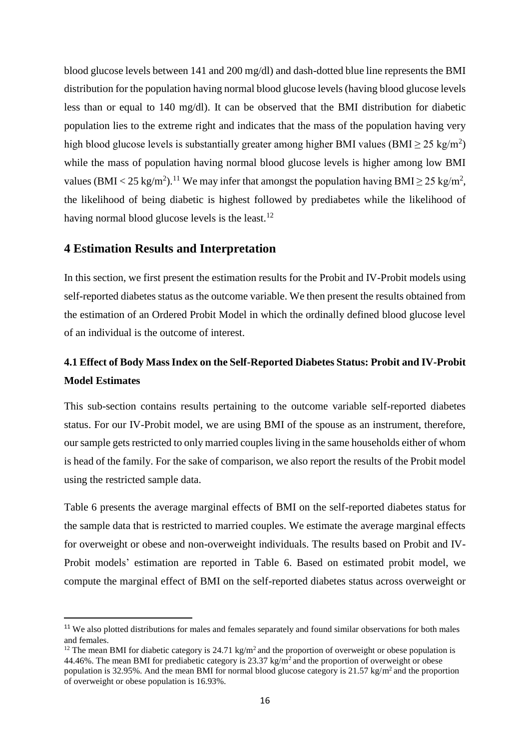blood glucose levels between 141 and 200 mg/dl) and dash-dotted blue line represents the BMI distribution for the population having normal blood glucose levels (having blood glucose levels less than or equal to 140 mg/dl). It can be observed that the BMI distribution for diabetic population lies to the extreme right and indicates that the mass of the population having very high blood glucose levels is substantially greater among higher BMI values (BMI ≥ 25 kg/m$^2$) while the mass of population having normal blood glucose levels is higher among low BMI values (BMI < 25 kg/m$^2$).[11] We may infer that amongst the population having BMI ≥ 25 kg/m$^2$, the likelihood of being diabetic is highest followed by prediabetes while the likelihood of having normal blood glucose levels is the least.[12]

## 4 Estimation Results and Interpretation

In this section, we first present the estimation results for the Probit and IV-Probit models using self-reported diabetes status as the outcome variable. We then present the results obtained from the estimation of an Ordered Probit Model in which the ordinally defined blood glucose level of an individual is the outcome of interest.

### 4.1 Effect of Body Mass Index on the Self-Reported Diabetes Status: Probit and IV-Probit Model Estimates

This sub-section contains results pertaining to the outcome variable self-reported diabetes status. For our IV-Probit model, we are using BMI of the spouse as an instrument, therefore, our sample gets restricted to only married couples living in the same households either of whom is head of the family. For the sake of comparison, we also report the results of the Probit model using the restricted sample data.

Table 6 presents the average marginal effects of BMI on the self-reported diabetes status for the sample data that is restricted to married couples. We estimate the average marginal effects for overweight or obese and non-overweight individuals. The results based on Probit and IV-Probit models' estimation are reported in Table 6. Based on estimated probit model, we compute the marginal effect of BMI on the self-reported diabetes status across overweight or

---

[11] We also plotted distributions for males and females separately and found similar observations for both males and females.

[12] The mean BMI for diabetic category is 24.71 kg/m$^2$ and the proportion of overweight or obese population is 44.46%. The mean BMI for prediabetic category is 23.37 kg/m$^2$ and the proportion of overweight or obese population is 32.95%. And the mean BMI for normal blood glucose category is 21.57 kg/m$^2$ and the proportion of overweight or obese population is 16.93%.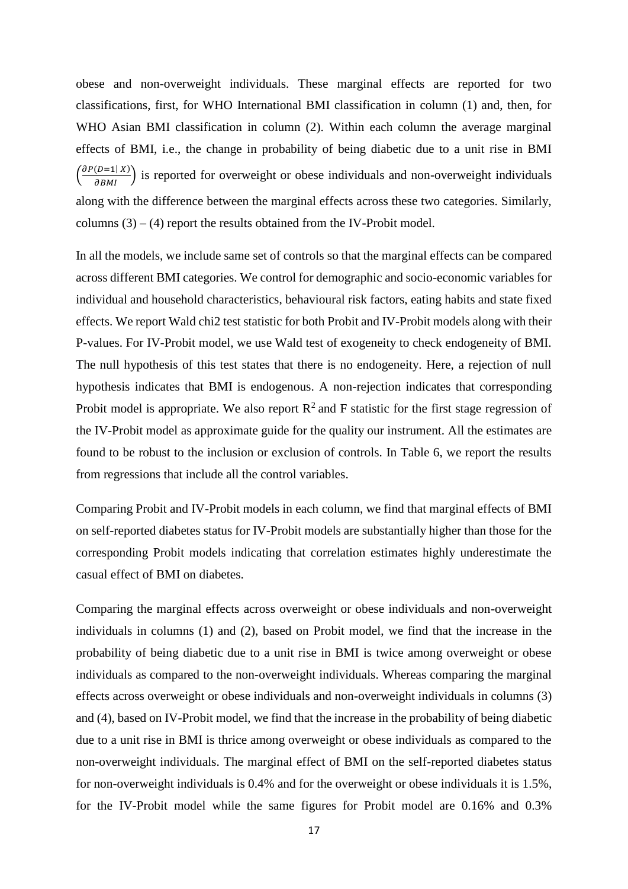obese and non-overweight individuals. These marginal effects are reported for two classifications, first, for WHO International BMI classification in column (1) and, then, for WHO Asian BMI classification in column (2). Within each column the average marginal effects of BMI, i.e., the change in probability of being diabetic due to a unit rise in BMI $\left(\frac{\partial P(D=1|X)}{\partial BMI}\right)$ is reported for overweight or obese individuals and non-overweight individuals along with the difference between the marginal effects across these two categories. Similarly, columns (3) – (4) report the results obtained from the IV-Probit model.

In all the models, we include same set of controls so that the marginal effects can be compared across different BMI categories. We control for demographic and socio-economic variables for individual and household characteristics, behavioural risk factors, eating habits and state fixed effects. We report Wald chi2 test statistic for both Probit and IV-Probit models along with their P-values. For IV-Probit model, we use Wald test of exogeneity to check endogeneity of BMI. The null hypothesis of this test states that there is no endogeneity. Here, a rejection of null hypothesis indicates that BMI is endogenous. A non-rejection indicates that corresponding Probit model is appropriate. We also report $R^2$ and F statistic for the first stage regression of the IV-Probit model as approximate guide for the quality our instrument. All the estimates are found to be robust to the inclusion or exclusion of controls. In Table 6, we report the results from regressions that include all the control variables.

Comparing Probit and IV-Probit models in each column, we find that marginal effects of BMI on self-reported diabetes status for IV-Probit models are substantially higher than those for the corresponding Probit models indicating that correlation estimates highly underestimate the casual effect of BMI on diabetes.

Comparing the marginal effects across overweight or obese individuals and non-overweight individuals in columns (1) and (2), based on Probit model, we find that the increase in the probability of being diabetic due to a unit rise in BMI is twice among overweight or obese individuals as compared to the non-overweight individuals. Whereas comparing the marginal effects across overweight or obese individuals and non-overweight individuals in columns (3) and (4), based on IV-Probit model, we find that the increase in the probability of being diabetic due to a unit rise in BMI is thrice among overweight or obese individuals as compared to the non-overweight individuals. The marginal effect of BMI on the self-reported diabetes status for non-overweight individuals is 0.4% and for the overweight or obese individuals it is 1.5%, for the IV-Probit model while the same figures for Probit model are 0.16% and 0.3%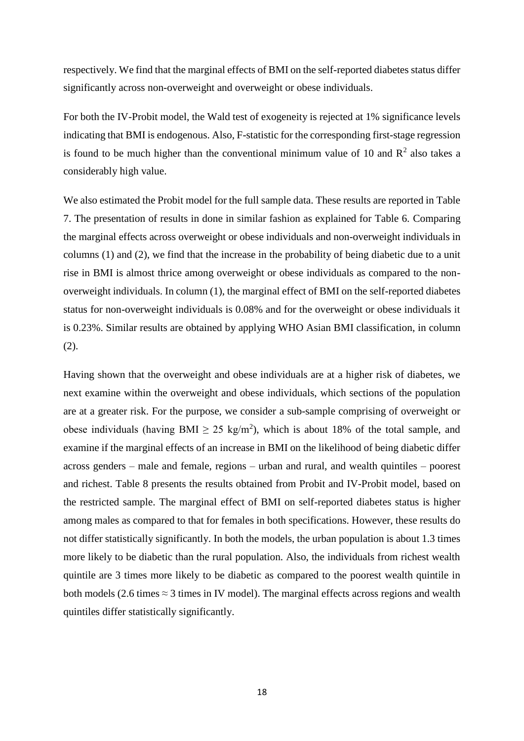respectively. We find that the marginal effects of BMI on the self-reported diabetes status differ significantly across non-overweight and overweight or obese individuals.

For both the IV-Probit model, the Wald test of exogeneity is rejected at 1% significance levels indicating that BMI is endogenous. Also, F-statistic for the corresponding first-stage regression is found to be much higher than the conventional minimum value of 10 and $R^2$ also takes a considerably high value.

We also estimated the Probit model for the full sample data. These results are reported in Table 7. The presentation of results in done in similar fashion as explained for Table 6. Comparing the marginal effects across overweight or obese individuals and non-overweight individuals in columns (1) and (2), we find that the increase in the probability of being diabetic due to a unit rise in BMI is almost thrice among overweight or obese individuals as compared to the non-overweight individuals. In column (1), the marginal effect of BMI on the self-reported diabetes status for non-overweight individuals is 0.08% and for the overweight or obese individuals it is 0.23%. Similar results are obtained by applying WHO Asian BMI classification, in column (2).

Having shown that the overweight and obese individuals are at a higher risk of diabetes, we next examine within the overweight and obese individuals, which sections of the population are at a greater risk. For the purpose, we consider a sub-sample comprising of overweight or obese individuals (having BMI $\geq$ 25 kg/m$^2$), which is about 18% of the total sample, and examine if the marginal effects of an increase in BMI on the likelihood of being diabetic differ across genders – male and female, regions – urban and rural, and wealth quintiles – poorest and richest. Table 8 presents the results obtained from Probit and IV-Probit model, based on the restricted sample. The marginal effect of BMI on self-reported diabetes status is higher among males as compared to that for females in both specifications. However, these results do not differ statistically significantly. In both the models, the urban population is about 1.3 times more likely to be diabetic than the rural population. Also, the individuals from richest wealth quintile are 3 times more likely to be diabetic as compared to the poorest wealth quintile in both models (2.6 times $\approx$ 3 times in IV model). The marginal effects across regions and wealth quintiles differ statistically significantly.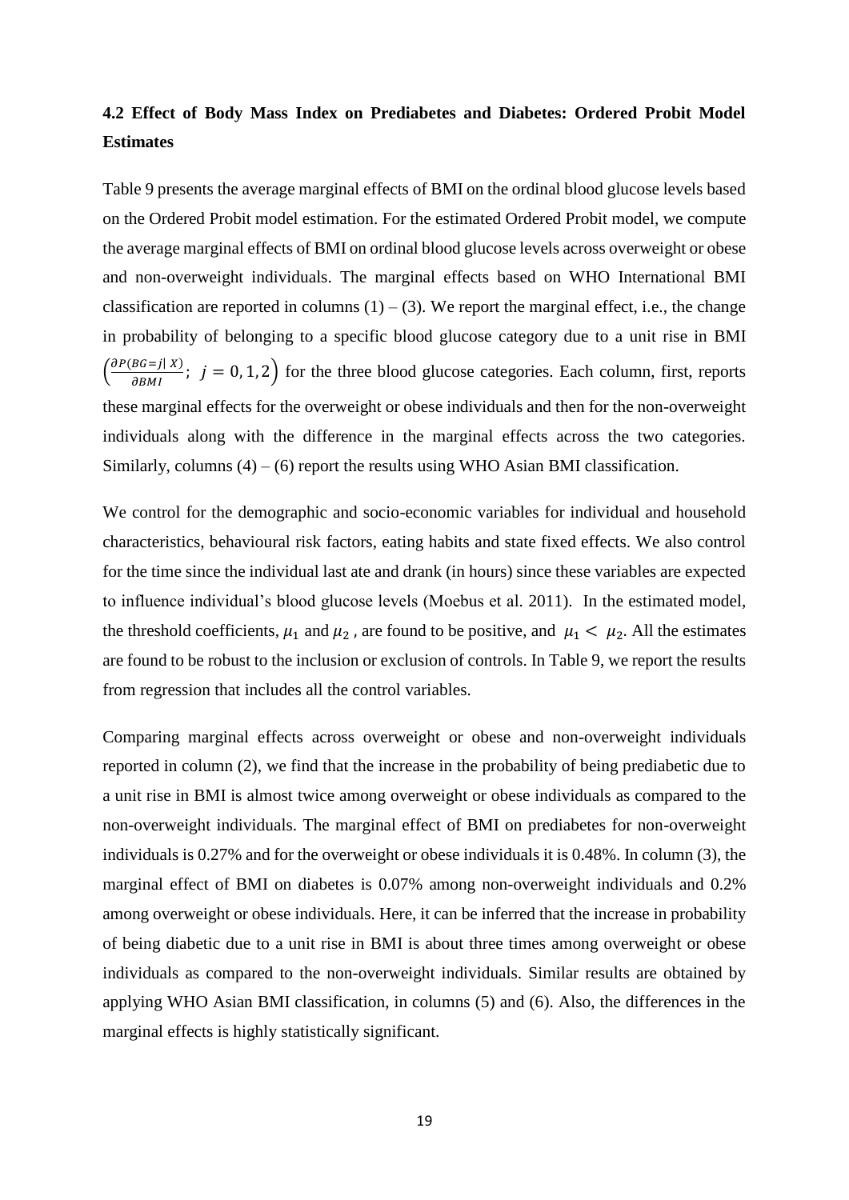### 4.2 Effect of Body Mass Index on Prediabetes and Diabetes: Ordered Probit Model Estimates

Table 9 presents the average marginal effects of BMI on the ordinal blood glucose levels based on the Ordered Probit model estimation. For the estimated Ordered Probit model, we compute the average marginal effects of BMI on ordinal blood glucose levels across overweight or obese and non-overweight individuals. The marginal effects based on WHO International BMI classification are reported in columns (1) – (3). We report the marginal effect, i.e., the change in probability of belonging to a specific blood glucose category due to a unit rise in BMI $\left(\frac{\partial P(BG=j|\, X)}{\partial BMI};\ j = 0, 1, 2\right)$ for the three blood glucose categories. Each column, first, reports these marginal effects for the overweight or obese individuals and then for the non-overweight individuals along with the difference in the marginal effects across the two categories. Similarly, columns (4) – (6) report the results using WHO Asian BMI classification.

We control for the demographic and socio-economic variables for individual and household characteristics, behavioural risk factors, eating habits and state fixed effects. We also control for the time since the individual last ate and drank (in hours) since these variables are expected to influence individual's blood glucose levels (Moebus et al. 2011). In the estimated model, the threshold coefficients, $\mu_1$ and $\mu_2$, are found to be positive, and $\mu_1 < \mu_2$. All the estimates are found to be robust to the inclusion or exclusion of controls. In Table 9, we report the results from regression that includes all the control variables.

Comparing marginal effects across overweight or obese and non-overweight individuals reported in column (2), we find that the increase in the probability of being prediabetic due to a unit rise in BMI is almost twice among overweight or obese individuals as compared to the non-overweight individuals. The marginal effect of BMI on prediabetes for non-overweight individuals is 0.27% and for the overweight or obese individuals it is 0.48%. In column (3), the marginal effect of BMI on diabetes is 0.07% among non-overweight individuals and 0.2% among overweight or obese individuals. Here, it can be inferred that the increase in probability of being diabetic due to a unit rise in BMI is about three times among overweight or obese individuals as compared to the non-overweight individuals. Similar results are obtained by applying WHO Asian BMI classification, in columns (5) and (6). Also, the differences in the marginal effects is highly statistically significant.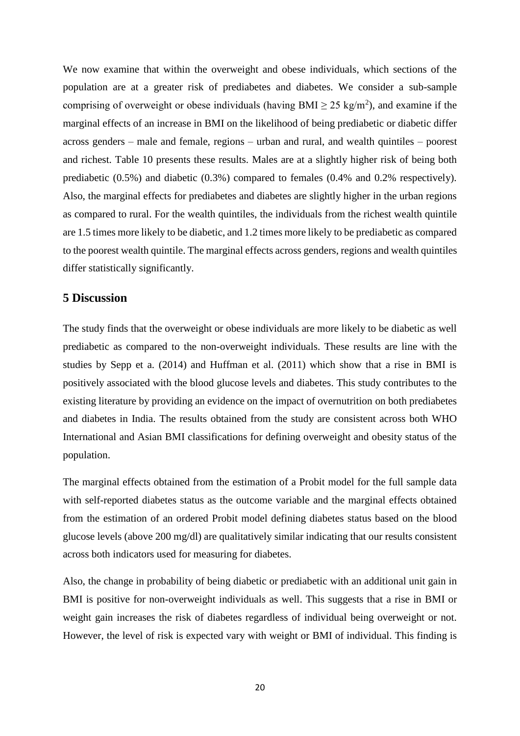We now examine that within the overweight and obese individuals, which sections of the population are at a greater risk of prediabetes and diabetes. We consider a sub-sample comprising of overweight or obese individuals (having BMI $\geq$ 25 kg/m$^2$), and examine if the marginal effects of an increase in BMI on the likelihood of being prediabetic or diabetic differ across genders – male and female, regions – urban and rural, and wealth quintiles – poorest and richest. Table 10 presents these results. Males are at a slightly higher risk of being both prediabetic (0.5%) and diabetic (0.3%) compared to females (0.4% and 0.2% respectively). Also, the marginal effects for prediabetes and diabetes are slightly higher in the urban regions as compared to rural. For the wealth quintiles, the individuals from the richest wealth quintile are 1.5 times more likely to be diabetic, and 1.2 times more likely to be prediabetic as compared to the poorest wealth quintile. The marginal effects across genders, regions and wealth quintiles differ statistically significantly.

## 5 Discussion

The study finds that the overweight or obese individuals are more likely to be diabetic as well prediabetic as compared to the non-overweight individuals. These results are line with the studies by Sepp et a. (2014) and Huffman et al. (2011) which show that a rise in BMI is positively associated with the blood glucose levels and diabetes. This study contributes to the existing literature by providing an evidence on the impact of overnutrition on both prediabetes and diabetes in India. The results obtained from the study are consistent across both WHO International and Asian BMI classifications for defining overweight and obesity status of the population.

The marginal effects obtained from the estimation of a Probit model for the full sample data with self-reported diabetes status as the outcome variable and the marginal effects obtained from the estimation of an ordered Probit model defining diabetes status based on the blood glucose levels (above 200 mg/dl) are qualitatively similar indicating that our results consistent across both indicators used for measuring for diabetes.

Also, the change in probability of being diabetic or prediabetic with an additional unit gain in BMI is positive for non-overweight individuals as well. This suggests that a rise in BMI or weight gain increases the risk of diabetes regardless of individual being overweight or not. However, the level of risk is expected vary with weight or BMI of individual. This finding is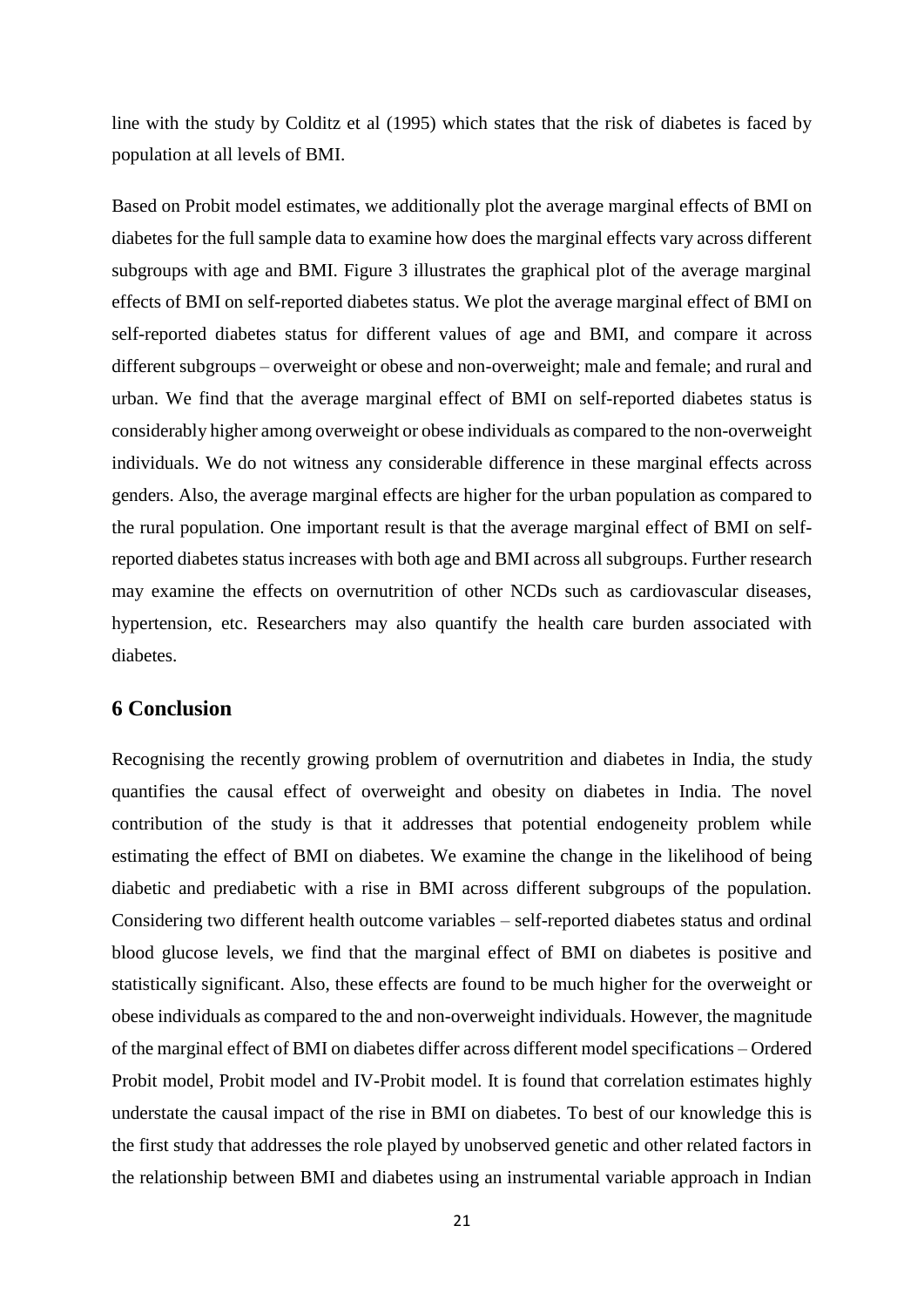line with the study by Colditz et al (1995) which states that the risk of diabetes is faced by population at all levels of BMI.

Based on Probit model estimates, we additionally plot the average marginal effects of BMI on diabetes for the full sample data to examine how does the marginal effects vary across different subgroups with age and BMI. Figure 3 illustrates the graphical plot of the average marginal effects of BMI on self-reported diabetes status. We plot the average marginal effect of BMI on self-reported diabetes status for different values of age and BMI, and compare it across different subgroups – overweight or obese and non-overweight; male and female; and rural and urban. We find that the average marginal effect of BMI on self-reported diabetes status is considerably higher among overweight or obese individuals as compared to the non-overweight individuals. We do not witness any considerable difference in these marginal effects across genders. Also, the average marginal effects are higher for the urban population as compared to the rural population. One important result is that the average marginal effect of BMI on self-reported diabetes status increases with both age and BMI across all subgroups. Further research may examine the effects on overnutrition of other NCDs such as cardiovascular diseases, hypertension, etc. Researchers may also quantify the health care burden associated with diabetes.

## 6 Conclusion

Recognising the recently growing problem of overnutrition and diabetes in India, the study quantifies the causal effect of overweight and obesity on diabetes in India. The novel contribution of the study is that it addresses that potential endogeneity problem while estimating the effect of BMI on diabetes. We examine the change in the likelihood of being diabetic and prediabetic with a rise in BMI across different subgroups of the population. Considering two different health outcome variables – self-reported diabetes status and ordinal blood glucose levels, we find that the marginal effect of BMI on diabetes is positive and statistically significant. Also, these effects are found to be much higher for the overweight or obese individuals as compared to the and non-overweight individuals. However, the magnitude of the marginal effect of BMI on diabetes differ across different model specifications – Ordered Probit model, Probit model and IV-Probit model. It is found that correlation estimates highly understate the causal impact of the rise in BMI on diabetes. To best of our knowledge this is the first study that addresses the role played by unobserved genetic and other related factors in the relationship between BMI and diabetes using an instrumental variable approach in Indian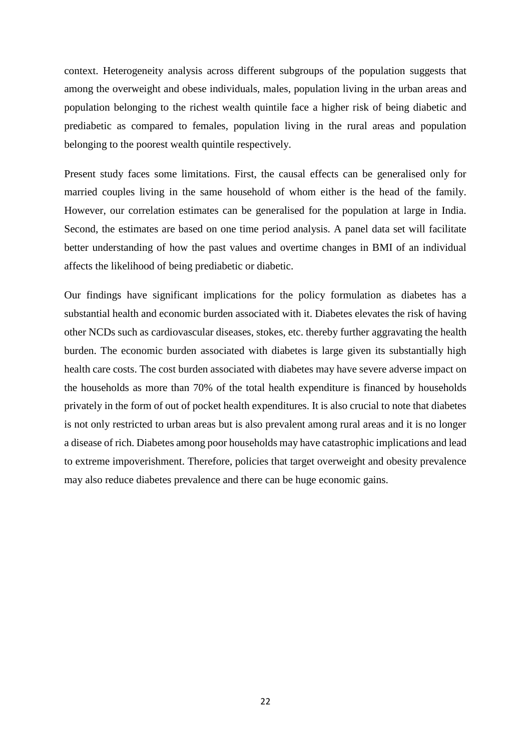context. Heterogeneity analysis across different subgroups of the population suggests that among the overweight and obese individuals, males, population living in the urban areas and population belonging to the richest wealth quintile face a higher risk of being diabetic and prediabetic as compared to females, population living in the rural areas and population belonging to the poorest wealth quintile respectively.

Present study faces some limitations. First, the causal effects can be generalised only for married couples living in the same household of whom either is the head of the family. However, our correlation estimates can be generalised for the population at large in India. Second, the estimates are based on one time period analysis. A panel data set will facilitate better understanding of how the past values and overtime changes in BMI of an individual affects the likelihood of being prediabetic or diabetic.

Our findings have significant implications for the policy formulation as diabetes has a substantial health and economic burden associated with it. Diabetes elevates the risk of having other NCDs such as cardiovascular diseases, stokes, etc. thereby further aggravating the health burden. The economic burden associated with diabetes is large given its substantially high health care costs. The cost burden associated with diabetes may have severe adverse impact on the households as more than 70% of the total health expenditure is financed by households privately in the form of out of pocket health expenditures. It is also crucial to note that diabetes is not only restricted to urban areas but is also prevalent among rural areas and it is no longer a disease of rich. Diabetes among poor households may have catastrophic implications and lead to extreme impoverishment. Therefore, policies that target overweight and obesity prevalence may also reduce diabetes prevalence and there can be huge economic gains.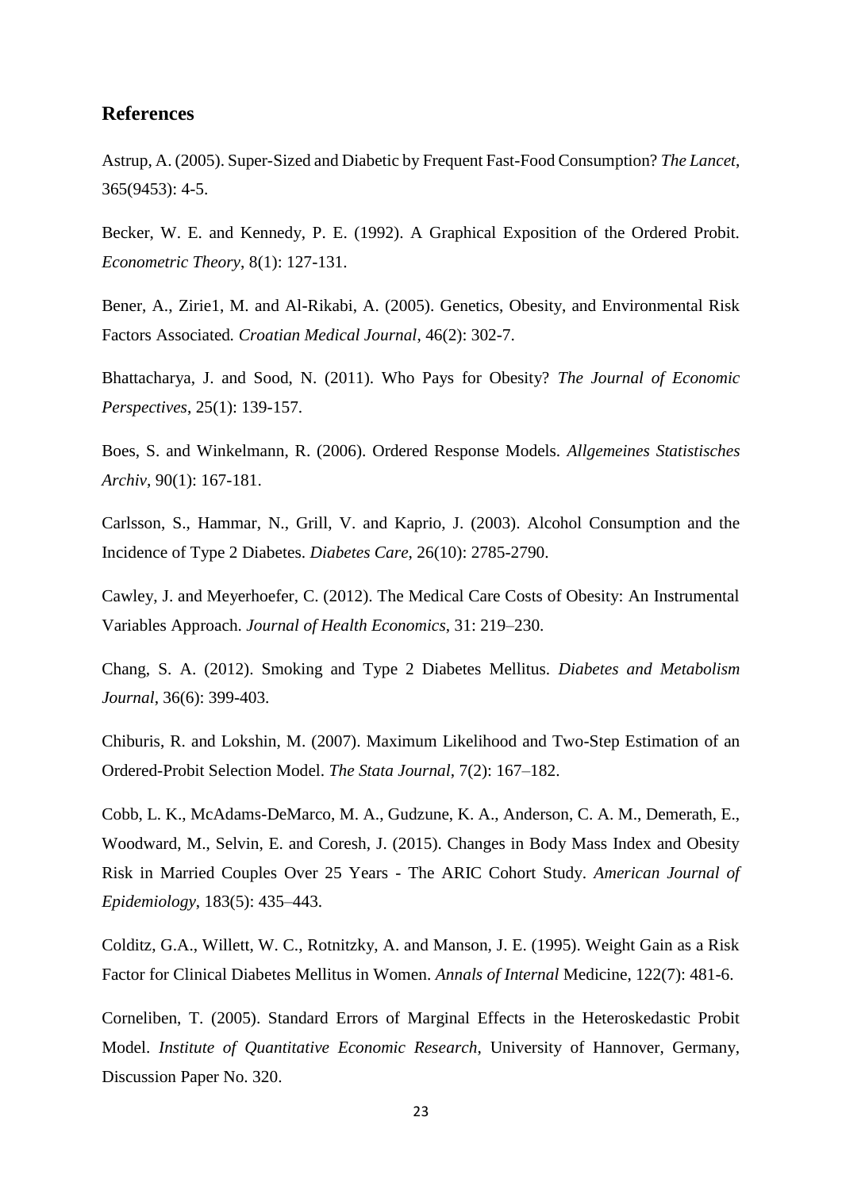## References

Astrup, A. (2005). Super-Sized and Diabetic by Frequent Fast-Food Consumption? *The Lancet*, 365(9453): 4-5.

Becker, W. E. and Kennedy, P. E. (1992). A Graphical Exposition of the Ordered Probit. *Econometric Theory*, 8(1): 127-131.

Bener, A., Zirie1, M. and Al-Rikabi, A. (2005). Genetics, Obesity, and Environmental Risk Factors Associated. *Croatian Medical Journal*, 46(2): 302-7.

Bhattacharya, J. and Sood, N. (2011). Who Pays for Obesity? *The Journal of Economic Perspectives*, 25(1): 139-157.

Boes, S. and Winkelmann, R. (2006). Ordered Response Models. *Allgemeines Statistisches Archiv*, 90(1): 167-181.

Carlsson, S., Hammar, N., Grill, V. and Kaprio, J. (2003). Alcohol Consumption and the Incidence of Type 2 Diabetes. *Diabetes Care*, 26(10): 2785-2790.

Cawley, J. and Meyerhoefer, C. (2012). The Medical Care Costs of Obesity: An Instrumental Variables Approach. *Journal of Health Economics*, 31: 219–230.

Chang, S. A. (2012). Smoking and Type 2 Diabetes Mellitus. *Diabetes and Metabolism Journal*, 36(6): 399-403.

Chiburis, R. and Lokshin, M. (2007). Maximum Likelihood and Two-Step Estimation of an Ordered-Probit Selection Model. *The Stata Journal*, 7(2): 167–182.

Cobb, L. K., McAdams-DeMarco, M. A., Gudzune, K. A., Anderson, C. A. M., Demerath, E., Woodward, M., Selvin, E. and Coresh, J. (2015). Changes in Body Mass Index and Obesity Risk in Married Couples Over 25 Years - The ARIC Cohort Study. *American Journal of Epidemiology*, 183(5): 435–443.

Colditz, G.A., Willett, W. C., Rotnitzky, A. and Manson, J. E. (1995). Weight Gain as a Risk Factor for Clinical Diabetes Mellitus in Women. *Annals of Internal* Medicine, 122(7): 481-6.

Corneliben, T. (2005). Standard Errors of Marginal Effects in the Heteroskedastic Probit Model. *Institute of Quantitative Economic Research*, University of Hannover, Germany, Discussion Paper No. 320.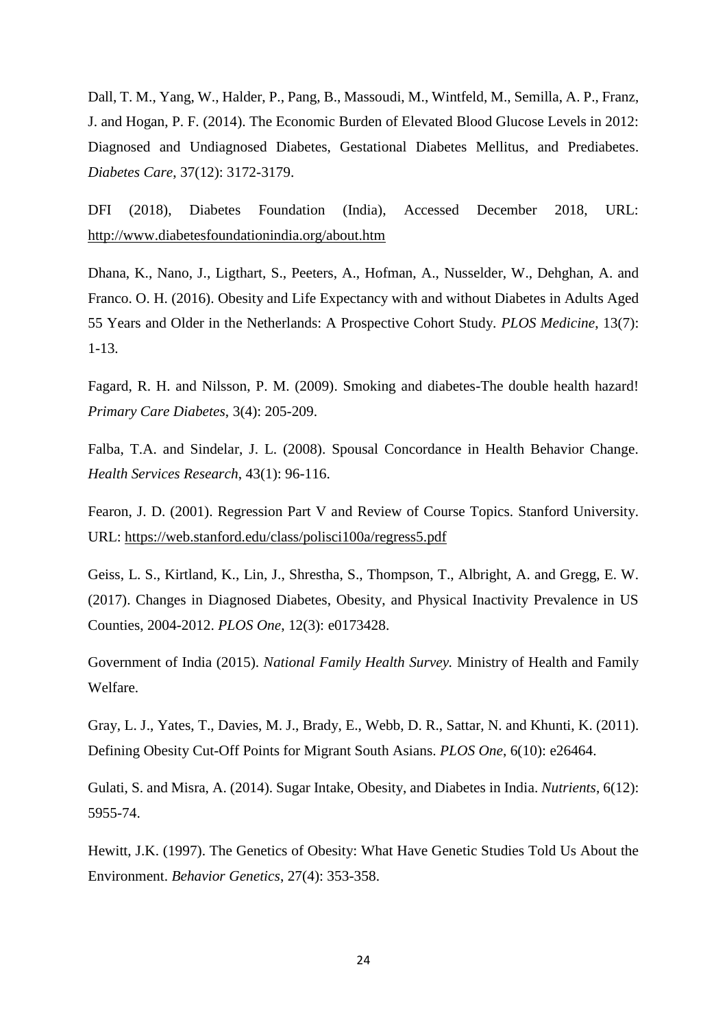Dall, T. M., Yang, W., Halder, P., Pang, B., Massoudi, M., Wintfeld, M., Semilla, A. P., Franz, J. and Hogan, P. F. (2014). The Economic Burden of Elevated Blood Glucose Levels in 2012: Diagnosed and Undiagnosed Diabetes, Gestational Diabetes Mellitus, and Prediabetes. *Diabetes Care*, 37(12): 3172-3179.

DFI (2018), Diabetes Foundation (India), Accessed December 2018, URL: http://www.diabetesfoundationindia.org/about.htm

Dhana, K., Nano, J., Ligthart, S., Peeters, A., Hofman, A., Nusselder, W., Dehghan, A. and Franco. O. H. (2016). Obesity and Life Expectancy with and without Diabetes in Adults Aged 55 Years and Older in the Netherlands: A Prospective Cohort Study. *PLOS Medicine*, 13(7): 1-13.

Fagard, R. H. and Nilsson, P. M. (2009). Smoking and diabetes-The double health hazard! *Primary Care Diabetes*, 3(4): 205-209.

Falba, T.A. and Sindelar, J. L. (2008). Spousal Concordance in Health Behavior Change. *Health Services Research*, 43(1): 96-116.

Fearon, J. D. (2001). Regression Part V and Review of Course Topics. Stanford University. URL: https://web.stanford.edu/class/polisci100a/regress5.pdf

Geiss, L. S., Kirtland, K., Lin, J., Shrestha, S., Thompson, T., Albright, A. and Gregg, E. W. (2017). Changes in Diagnosed Diabetes, Obesity, and Physical Inactivity Prevalence in US Counties, 2004-2012. *PLOS One*, 12(3): e0173428.

Government of India (2015). *National Family Health Survey.* Ministry of Health and Family Welfare.

Gray, L. J., Yates, T., Davies, M. J., Brady, E., Webb, D. R., Sattar, N. and Khunti, K. (2011). Defining Obesity Cut-Off Points for Migrant South Asians. *PLOS One*, 6(10): e26464.

Gulati, S. and Misra, A. (2014). Sugar Intake, Obesity, and Diabetes in India. *Nutrients*, 6(12): 5955-74.

Hewitt, J.K. (1997). The Genetics of Obesity: What Have Genetic Studies Told Us About the Environment. *Behavior Genetics*, 27(4): 353-358.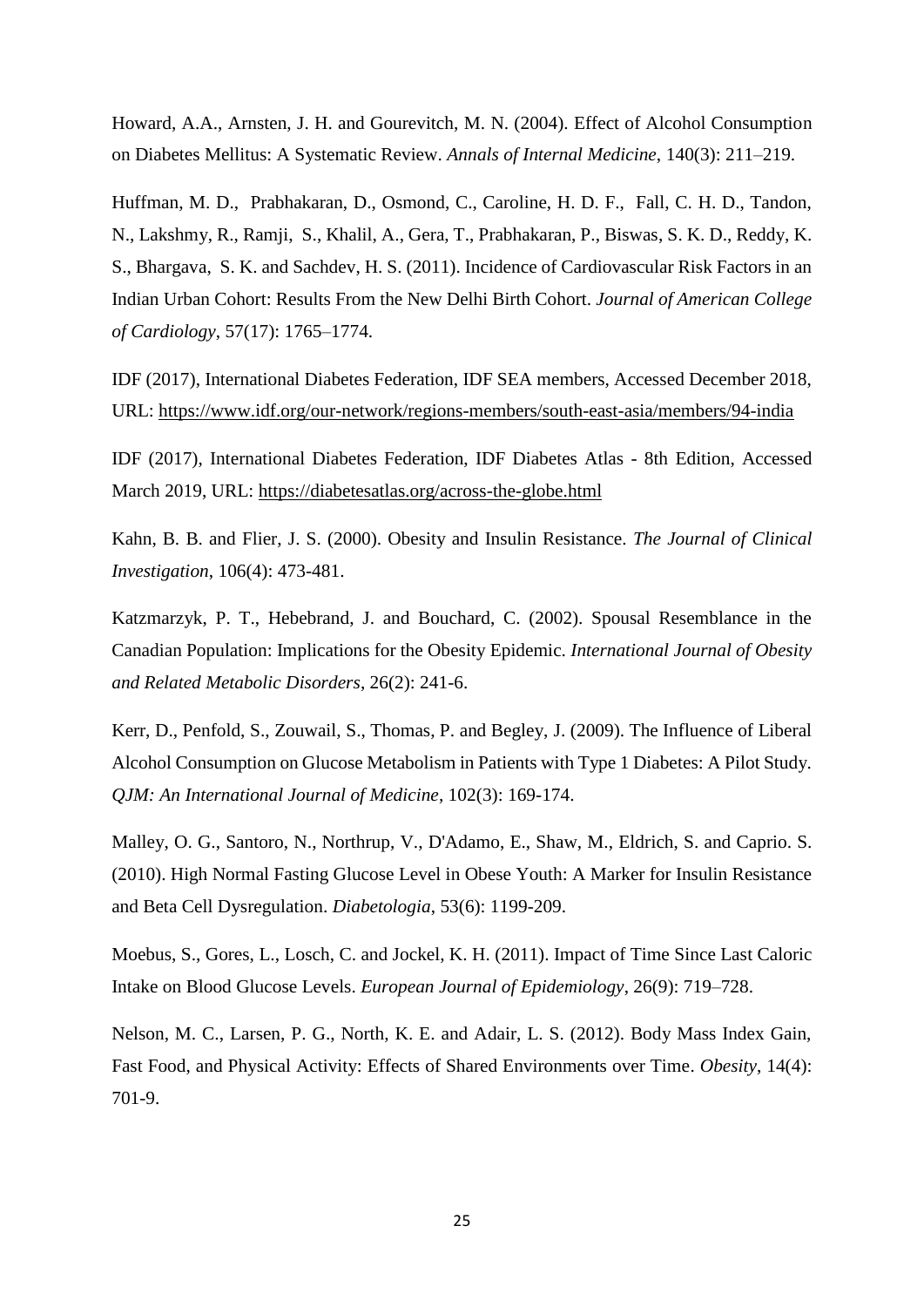Howard, A.A., Arnsten, J. H. and Gourevitch, M. N. (2004). Effect of Alcohol Consumption on Diabetes Mellitus: A Systematic Review. *Annals of Internal Medicine*, 140(3): 211–219.

Huffman, M. D., Prabhakaran, D., Osmond, C., Caroline, H. D. F., Fall, C. H. D., Tandon, N., Lakshmy, R., Ramji, S., Khalil, A., Gera, T., Prabhakaran, P., Biswas, S. K. D., Reddy, K. S., Bhargava, S. K. and Sachdev, H. S. (2011). Incidence of Cardiovascular Risk Factors in an Indian Urban Cohort: Results From the New Delhi Birth Cohort. *Journal of American College of Cardiology*, 57(17): 1765–1774.

IDF (2017), International Diabetes Federation, IDF SEA members, Accessed December 2018, URL: https://www.idf.org/our-network/regions-members/south-east-asia/members/94-india

IDF (2017), International Diabetes Federation, IDF Diabetes Atlas - 8th Edition, Accessed March 2019, URL: https://diabetesatlas.org/across-the-globe.html

Kahn, B. B. and Flier, J. S. (2000). Obesity and Insulin Resistance. *The Journal of Clinical Investigation*, 106(4): 473-481.

Katzmarzyk, P. T., Hebebrand, J. and Bouchard, C. (2002). Spousal Resemblance in the Canadian Population: Implications for the Obesity Epidemic. *International Journal of Obesity and Related Metabolic Disorders*, 26(2): 241-6.

Kerr, D., Penfold, S., Zouwail, S., Thomas, P. and Begley, J. (2009). The Influence of Liberal Alcohol Consumption on Glucose Metabolism in Patients with Type 1 Diabetes: A Pilot Study. *QJM: An International Journal of Medicine*, 102(3): 169-174.

Malley, O. G., Santoro, N., Northrup, V., D'Adamo, E., Shaw, M., Eldrich, S. and Caprio. S. (2010). High Normal Fasting Glucose Level in Obese Youth: A Marker for Insulin Resistance and Beta Cell Dysregulation. *Diabetologia*, 53(6): 1199-209.

Moebus, S., Gores, L., Losch, C. and Jockel, K. H. (2011). Impact of Time Since Last Caloric Intake on Blood Glucose Levels. *European Journal of Epidemiology*, 26(9): 719–728.

Nelson, M. C., Larsen, P. G., North, K. E. and Adair, L. S. (2012). Body Mass Index Gain, Fast Food, and Physical Activity: Effects of Shared Environments over Time. *Obesity*, 14(4): 701-9.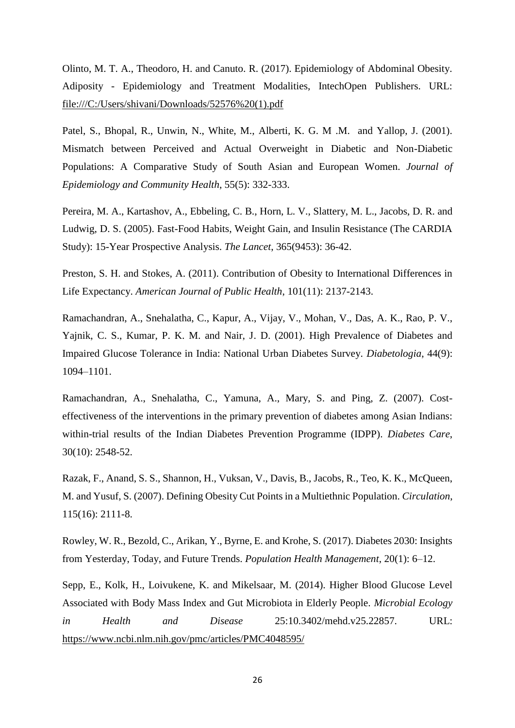Olinto, M. T. A., Theodoro, H. and Canuto. R. (2017). Epidemiology of Abdominal Obesity. Adiposity - Epidemiology and Treatment Modalities, IntechOpen Publishers. URL: file:///C:/Users/shivani/Downloads/52576%20(1).pdf

Patel, S., Bhopal, R., Unwin, N., White, M., Alberti, K. G. M .M. and Yallop, J. (2001). Mismatch between Perceived and Actual Overweight in Diabetic and Non-Diabetic Populations: A Comparative Study of South Asian and European Women. *Journal of Epidemiology and Community Health*, 55(5): 332-333.

Pereira, M. A., Kartashov, A., Ebbeling, C. B., Horn, L. V., Slattery, M. L., Jacobs, D. R. and Ludwig, D. S. (2005). Fast-Food Habits, Weight Gain, and Insulin Resistance (The CARDIA Study): 15-Year Prospective Analysis. *The Lancet*, 365(9453): 36-42.

Preston, S. H. and Stokes, A. (2011). Contribution of Obesity to International Differences in Life Expectancy. *American Journal of Public Health*, 101(11): 2137-2143.

Ramachandran, A., Snehalatha, C., Kapur, A., Vijay, V., Mohan, V., Das, A. K., Rao, P. V., Yajnik, C. S., Kumar, P. K. M. and Nair, J. D. (2001). High Prevalence of Diabetes and Impaired Glucose Tolerance in India: National Urban Diabetes Survey. *Diabetologia*, 44(9): 1094–1101.

Ramachandran, A., Snehalatha, C., Yamuna, A., Mary, S. and Ping, Z. (2007). Cost-effectiveness of the interventions in the primary prevention of diabetes among Asian Indians: within-trial results of the Indian Diabetes Prevention Programme (IDPP). *Diabetes Care*, 30(10): 2548-52.

Razak, F., Anand, S. S., Shannon, H., Vuksan, V., Davis, B., Jacobs, R., Teo, K. K., McQueen, M. and Yusuf, S. (2007). Defining Obesity Cut Points in a Multiethnic Population. *Circulation*, 115(16): 2111-8.

Rowley, W. R., Bezold, C., Arikan, Y., Byrne, E. and Krohe, S. (2017). Diabetes 2030: Insights from Yesterday, Today, and Future Trends. *Population Health Management*, 20(1): 6–12.

Sepp, E., Kolk, H., Loivukene, K. and Mikelsaar, M. (2014). Higher Blood Glucose Level Associated with Body Mass Index and Gut Microbiota in Elderly People. *Microbial Ecology in Health and Disease* 25:10.3402/mehd.v25.22857. URL: https://www.ncbi.nlm.nih.gov/pmc/articles/PMC4048595/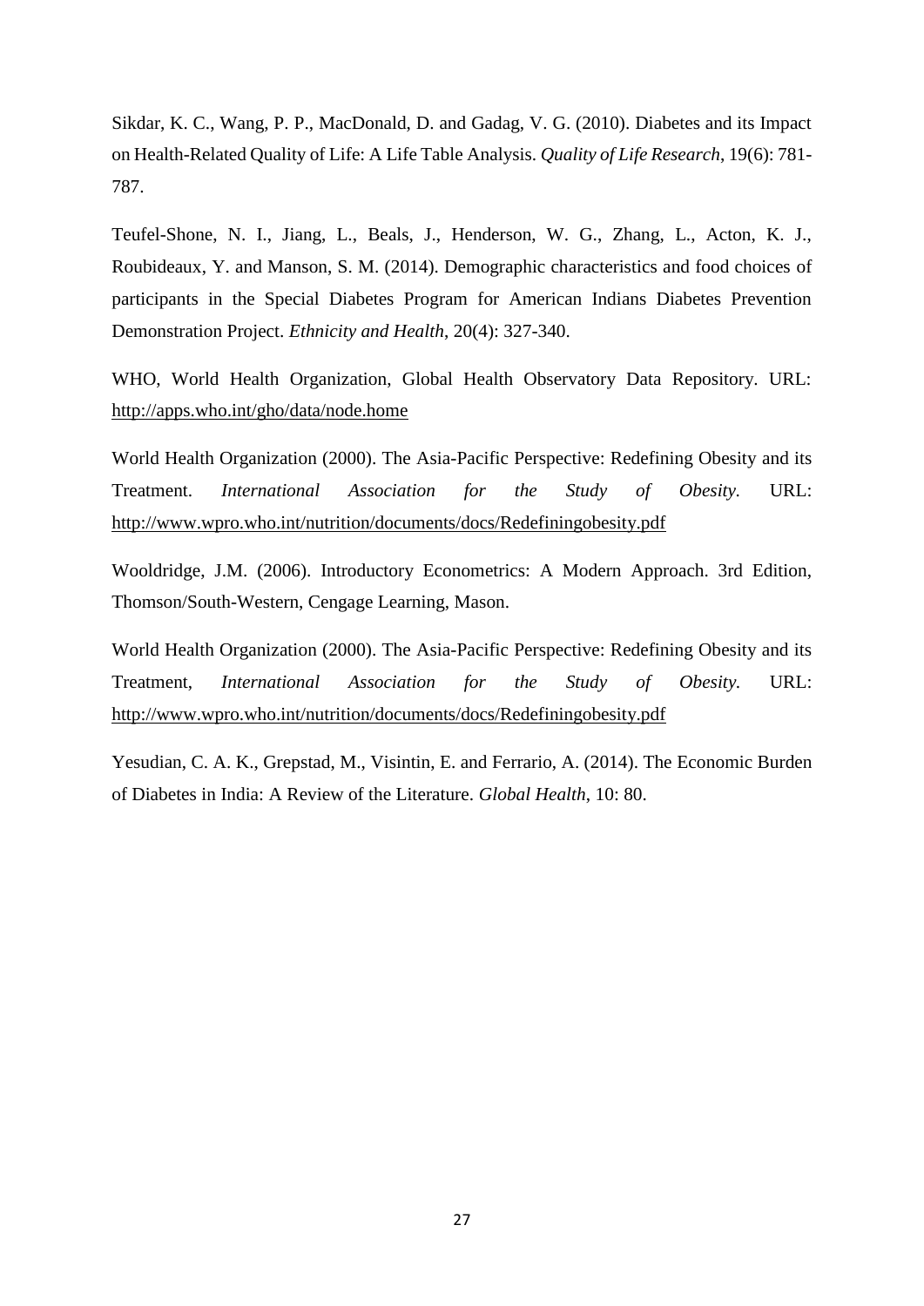Sikdar, K. C., Wang, P. P., MacDonald, D. and Gadag, V. G. (2010). Diabetes and its Impact on Health-Related Quality of Life: A Life Table Analysis. *Quality of Life Research*, 19(6): 781-787.

Teufel-Shone, N. I., Jiang, L., Beals, J., Henderson, W. G., Zhang, L., Acton, K. J., Roubideaux, Y. and Manson, S. M. (2014). Demographic characteristics and food choices of participants in the Special Diabetes Program for American Indians Diabetes Prevention Demonstration Project. *Ethnicity and Health*, 20(4): 327-340.

WHO, World Health Organization, Global Health Observatory Data Repository. URL: http://apps.who.int/gho/data/node.home

World Health Organization (2000). The Asia-Pacific Perspective: Redefining Obesity and its Treatment. *International Association for the Study of Obesity.* URL: http://www.wpro.who.int/nutrition/documents/docs/Redefiningobesity.pdf

Wooldridge, J.M. (2006). Introductory Econometrics: A Modern Approach. 3rd Edition, Thomson/South-Western, Cengage Learning, Mason.

World Health Organization (2000). The Asia-Pacific Perspective: Redefining Obesity and its Treatment, *International Association for the Study of Obesity.* URL: http://www.wpro.who.int/nutrition/documents/docs/Redefiningobesity.pdf

Yesudian, C. A. K., Grepstad, M., Visintin, E. and Ferrario, A. (2014). The Economic Burden of Diabetes in India: A Review of the Literature. *Global Health*, 10: 80.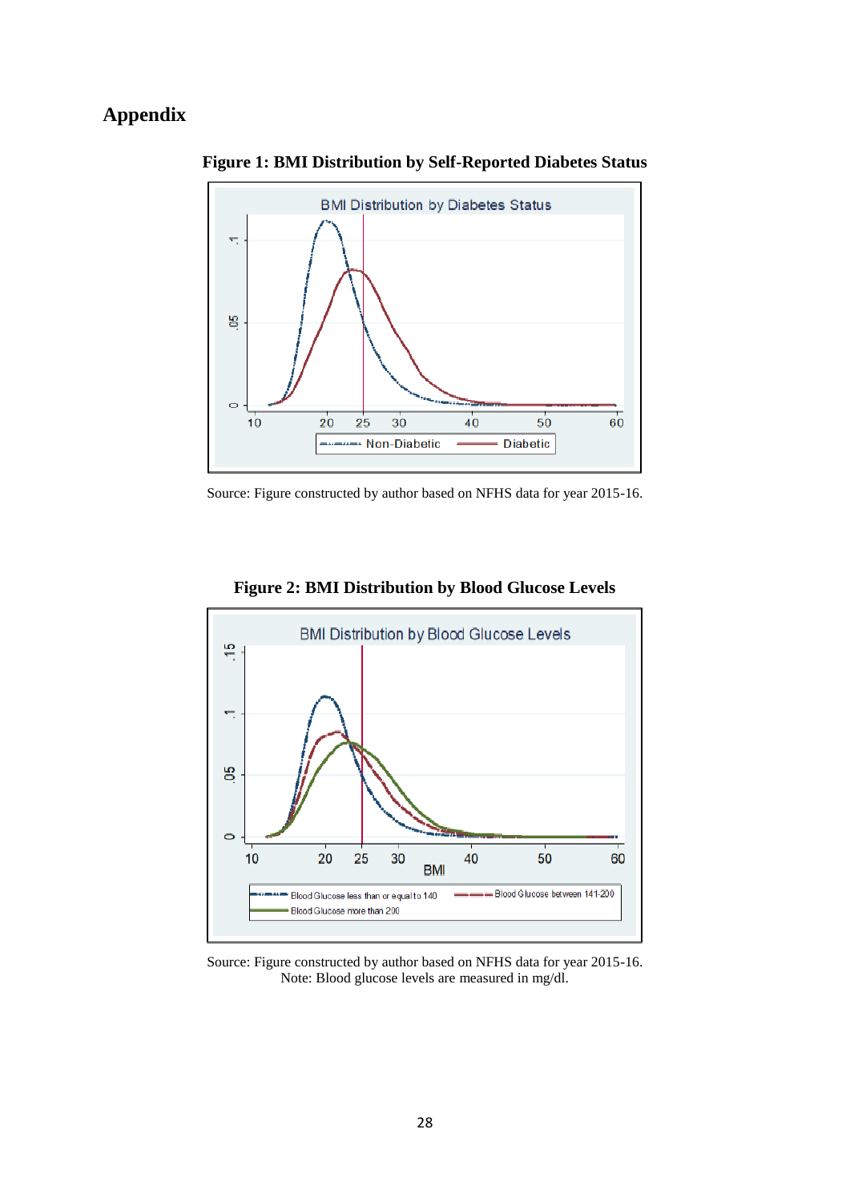# Appendix

**Figure 1: BMI Distribution by Self-Reported Diabetes Status**

Source: Figure constructed by author based on NFHS data for year 2015-16.

**Figure 2: BMI Distribution by Blood Glucose Levels**

Source: Figure constructed by author based on NFHS data for year 2015-16.
Note: Blood glucose levels are measured in mg/dl.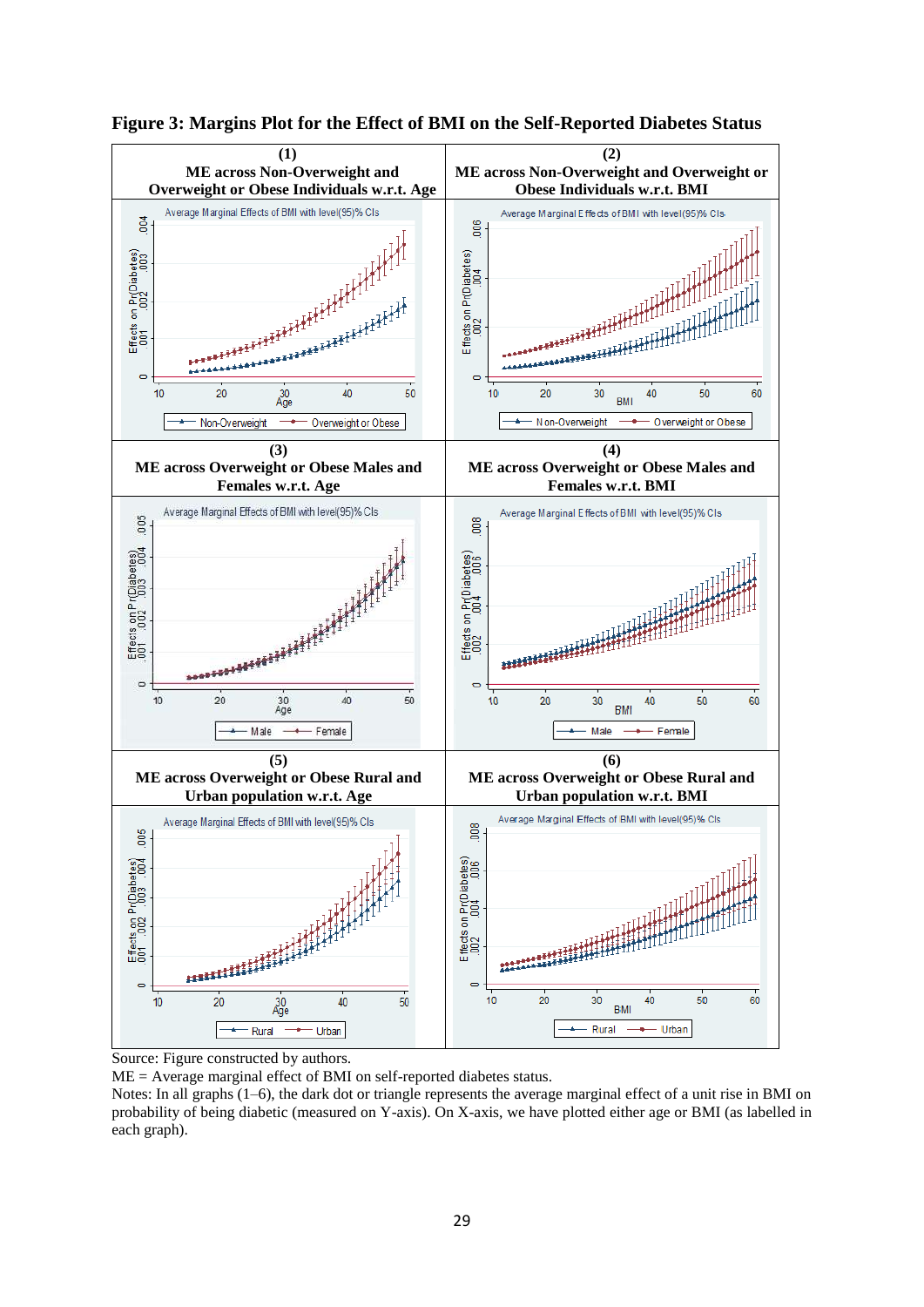**Figure 3: Margins Plot for the Effect of BMI on the Self-Reported Diabetes Status**

| (1) ME across Non-Overweight and Overweight or Obese Individuals w.r.t. Age | (2) ME across Non-Overweight and Overweight or Obese Individuals w.r.t. BMI |
|---|---|
| (3) ME across Overweight or Obese Males and Females w.r.t. Age | (4) ME across Overweight or Obese Males and Females w.r.t. BMI |
| (5) ME across Overweight or Obese Rural and Urban population w.r.t. Age | (6) ME across Overweight or Obese Rural and Urban population w.r.t. BMI |

Source: Figure constructed by authors.

ME = Average marginal effect of BMI on self-reported diabetes status.

Notes: In all graphs (1–6), the dark dot or triangle represents the average marginal effect of a unit rise in BMI on probability of being diabetic (measured on Y-axis). On X-axis, we have plotted either age or BMI (as labelled in each graph).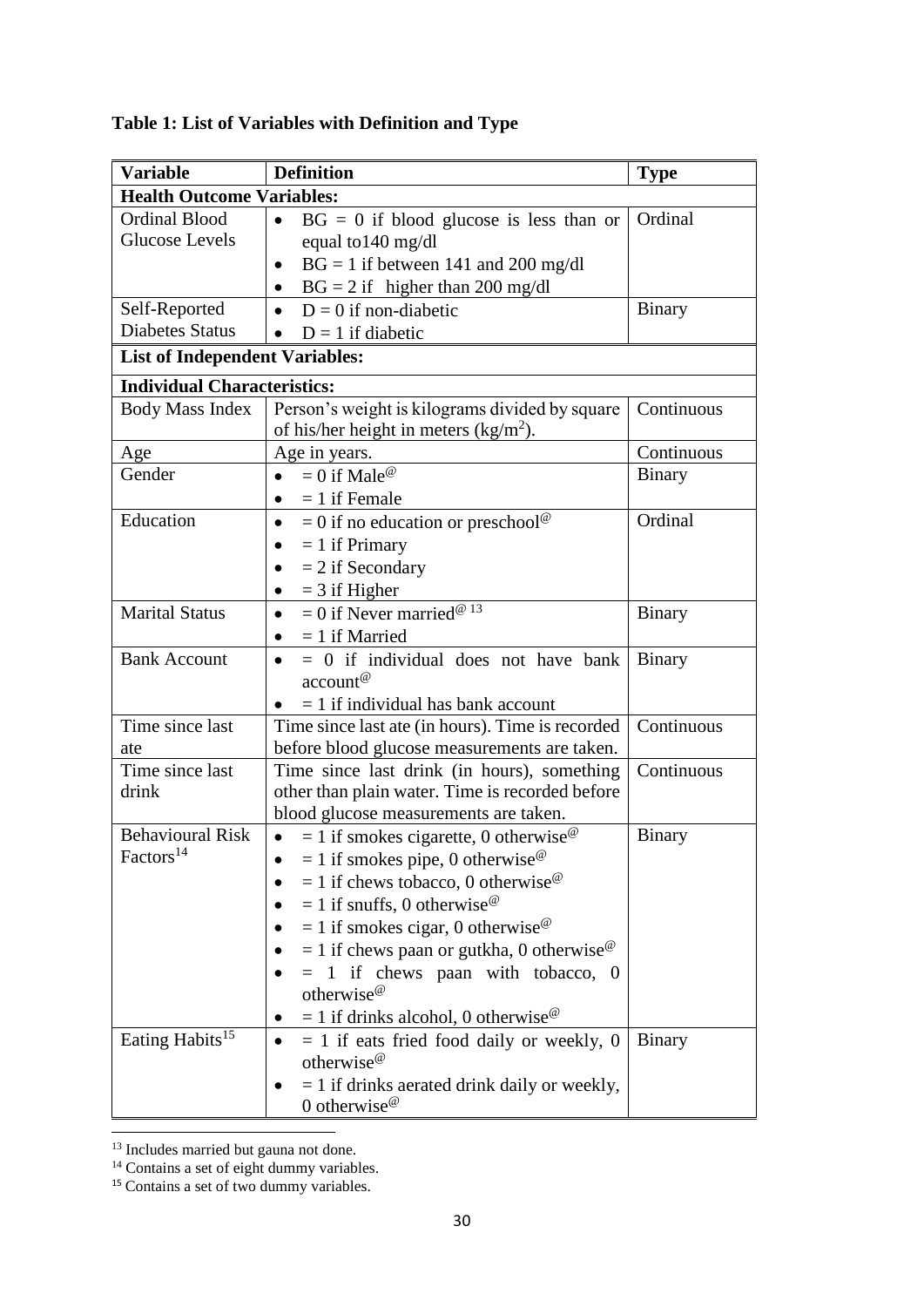**Table 1: List of Variables with Definition and Type**

| Variable | Definition | Type |
|---|---|---|
| **Health Outcome Variables:** | | |
| Ordinal Blood Glucose Levels | • BG = 0 if blood glucose is less than or equal to140 mg/dl<br>• BG = 1 if between 141 and 200 mg/dl<br>• BG = 2 if higher than 200 mg/dl | Ordinal |
| Self-Reported Diabetes Status | • D = 0 if non-diabetic<br>• D = 1 if diabetic | Binary |
| **List of Independent Variables:** | | |
| **Individual Characteristics:** | | |
| Body Mass Index | Person's weight is kilograms divided by square of his/her height in meters ($kg/m^2$). | Continuous |
| Age | Age in years. | Continuous |
| Gender | • = 0 if Male[@]<br>• = 1 if Female | Binary |
| Education | • = 0 if no education or preschool[@]<br>• = 1 if Primary<br>• = 2 if Secondary<br>• = 3 if Higher | Ordinal |
| Marital Status | • = 0 if Never married[@][13]<br>• = 1 if Married | Binary |
| Bank Account | • = 0 if individual does not have bank account[@]<br>• = 1 if individual has bank account | Binary |
| Time since last ate | Time since last ate (in hours). Time is recorded before blood glucose measurements are taken. | Continuous |
| Time since last drink | Time since last drink (in hours), something other than plain water. Time is recorded before blood glucose measurements are taken. | Continuous |
| Behavioural Risk Factors[14] | • = 1 if smokes cigarette, 0 otherwise[@]<br>• = 1 if smokes pipe, 0 otherwise[@]<br>• = 1 if chews tobacco, 0 otherwise[@]<br>• = 1 if snuffs, 0 otherwise[@]<br>• = 1 if smokes cigar, 0 otherwise[@]<br>• = 1 if chews paan or gutkha, 0 otherwise[@]<br>• = 1 if chews paan with tobacco, 0 otherwise[@]<br>• = 1 if drinks alcohol, 0 otherwise[@] | Binary |
| Eating Habits[15] | • = 1 if eats fried food daily or weekly, 0 otherwise[@]<br>• = 1 if drinks aerated drink daily or weekly, 0 otherwise[@] | Binary |

[13] Includes married but gauna not done.

[14] Contains a set of eight dummy variables.

[15] Contains a set of two dummy variables.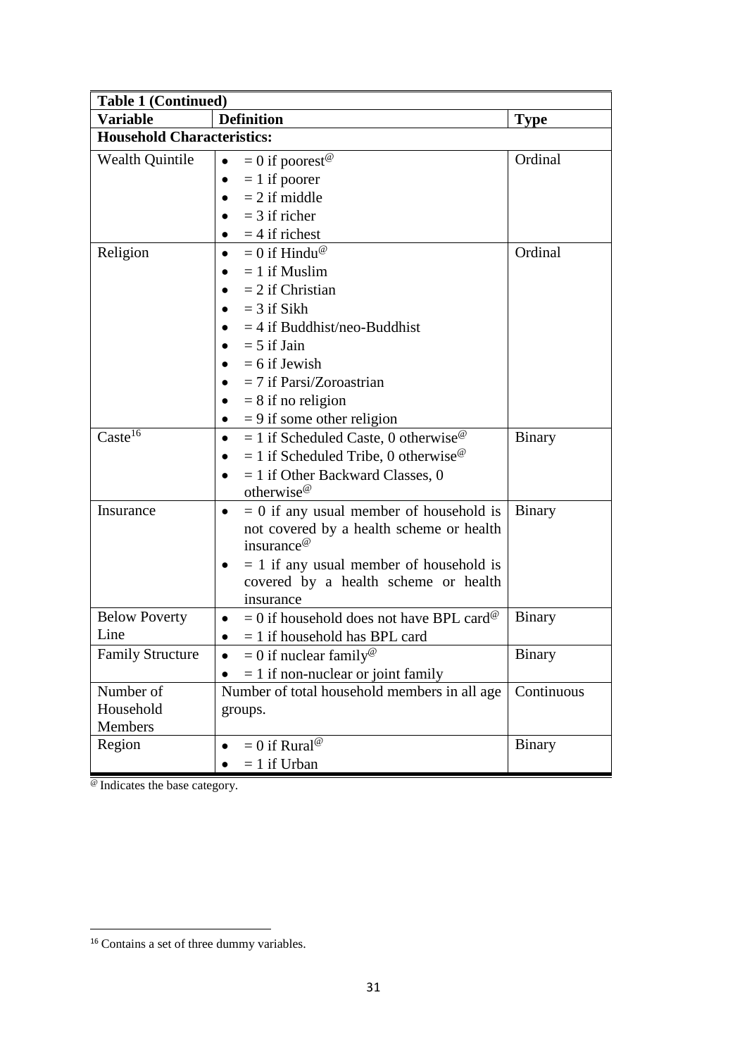| Table 1 (Continued) | | |
|---|---|---|
| **Variable** | **Definition** | **Type** |
| **Household Characteristics:** | | |
| Wealth Quintile | • = 0 if poorest[@]<br>• = 1 if poorer<br>• = 2 if middle<br>• = 3 if richer<br>• = 4 if richest | Ordinal |
| Religion | • = 0 if Hindu[@]<br>• = 1 if Muslim<br>• = 2 if Christian<br>• = 3 if Sikh<br>• = 4 if Buddhist/neo-Buddhist<br>• = 5 if Jain<br>• = 6 if Jewish<br>• = 7 if Parsi/Zoroastrian<br>• = 8 if no religion<br>• = 9 if some other religion | Ordinal |
| Caste[16] | • = 1 if Scheduled Caste, 0 otherwise[@]<br>• = 1 if Scheduled Tribe, 0 otherwise[@]<br>• = 1 if Other Backward Classes, 0 otherwise[@] | Binary |
| Insurance | • = 0 if any usual member of household is not covered by a health scheme or health insurance[@]<br>• = 1 if any usual member of household is covered by a health scheme or health insurance | Binary |
| Below Poverty Line | • = 0 if household does not have BPL card[@]<br>• = 1 if household has BPL card | Binary |
| Family Structure | • = 0 if nuclear family[@]<br>• = 1 if non-nuclear or joint family | Binary |
| Number of Household Members | Number of total household members in all age groups. | Continuous |
| Region | • = 0 if Rural[@]<br>• = 1 if Urban | Binary |

[@] Indicates the base category.

[16] Contains a set of three dummy variables.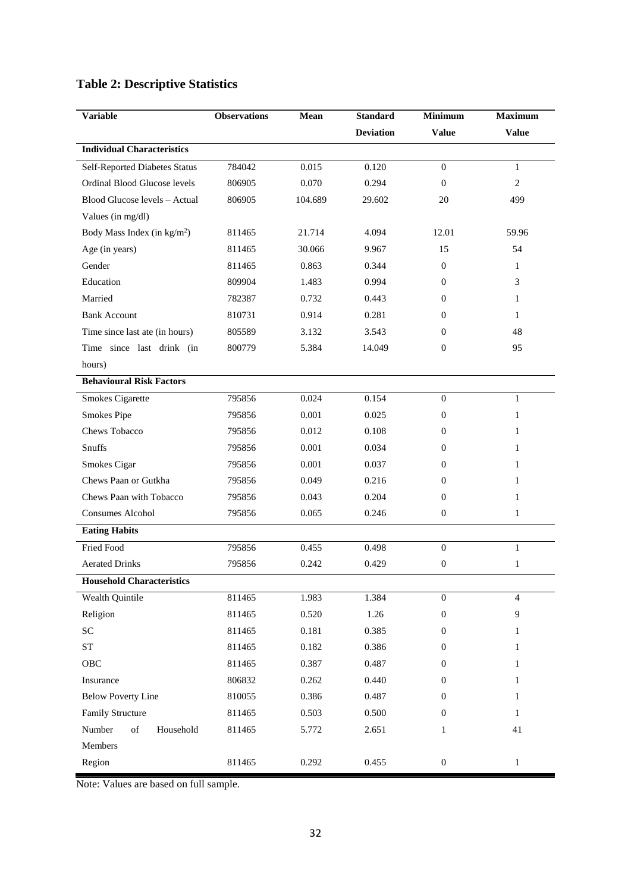## Table 2: Descriptive Statistics

| Variable | Observations | Mean | Standard Deviation | Minimum Value | Maximum Value |
|---|---|---|---|---|---|
| **Individual Characteristics** | | | | | |
| Self-Reported Diabetes Status | 784042 | 0.015 | 0.120 | 0 | 1 |
| Ordinal Blood Glucose levels | 806905 | 0.070 | 0.294 | 0 | 2 |
| Blood Glucose levels – Actual Values (in mg/dl) | 806905 | 104.689 | 29.602 | 20 | 499 |
| Body Mass Index (in kg/m$^2$) | 811465 | 21.714 | 4.094 | 12.01 | 59.96 |
| Age (in years) | 811465 | 30.066 | 9.967 | 15 | 54 |
| Gender | 811465 | 0.863 | 0.344 | 0 | 1 |
| Education | 809904 | 1.483 | 0.994 | 0 | 3 |
| Married | 782387 | 0.732 | 0.443 | 0 | 1 |
| Bank Account | 810731 | 0.914 | 0.281 | 0 | 1 |
| Time since last ate (in hours) | 805589 | 3.132 | 3.543 | 0 | 48 |
| Time since last drink (in hours) | 800779 | 5.384 | 14.049 | 0 | 95 |
| **Behavioural Risk Factors** | | | | | |
| Smokes Cigarette | 795856 | 0.024 | 0.154 | 0 | 1 |
| Smokes Pipe | 795856 | 0.001 | 0.025 | 0 | 1 |
| Chews Tobacco | 795856 | 0.012 | 0.108 | 0 | 1 |
| Snuffs | 795856 | 0.001 | 0.034 | 0 | 1 |
| Smokes Cigar | 795856 | 0.001 | 0.037 | 0 | 1 |
| Chews Paan or Gutkha | 795856 | 0.049 | 0.216 | 0 | 1 |
| Chews Paan with Tobacco | 795856 | 0.043 | 0.204 | 0 | 1 |
| Consumes Alcohol | 795856 | 0.065 | 0.246 | 0 | 1 |
| **Eating Habits** | | | | | |
| Fried Food | 795856 | 0.455 | 0.498 | 0 | 1 |
| Aerated Drinks | 795856 | 0.242 | 0.429 | 0 | 1 |
| **Household Characteristics** | | | | | |
| Wealth Quintile | 811465 | 1.983 | 1.384 | 0 | 4 |
| Religion | 811465 | 0.520 | 1.26 | 0 | 9 |
| SC | 811465 | 0.181 | 0.385 | 0 | 1 |
| ST | 811465 | 0.182 | 0.386 | 0 | 1 |
| OBC | 811465 | 0.387 | 0.487 | 0 | 1 |
| Insurance | 806832 | 0.262 | 0.440 | 0 | 1 |
| Below Poverty Line | 810055 | 0.386 | 0.487 | 0 | 1 |
| Family Structure | 811465 | 0.503 | 0.500 | 0 | 1 |
| Number of Household Members | 811465 | 5.772 | 2.651 | 1 | 41 |
| Region | 811465 | 0.292 | 0.455 | 0 | 1 |

Note: Values are based on full sample.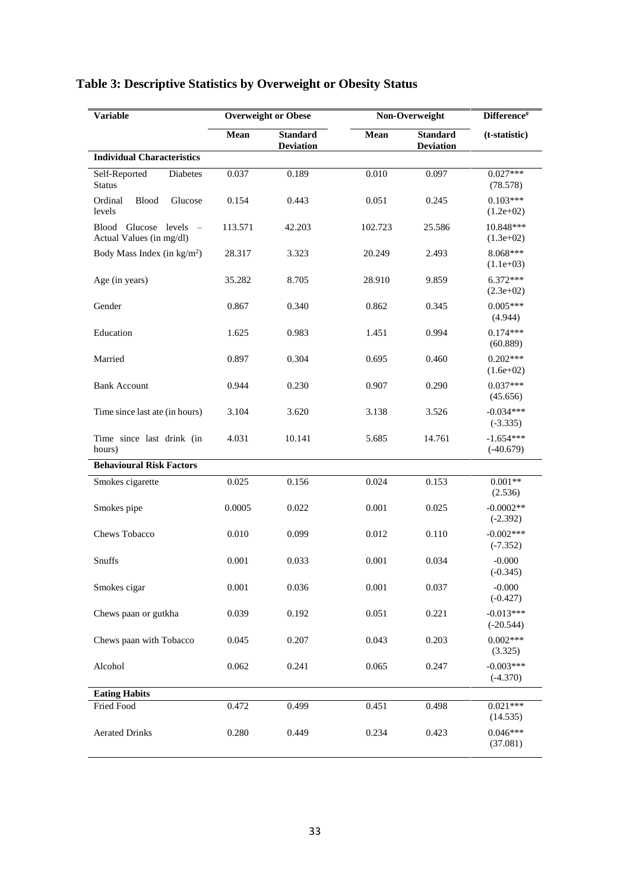# Table 3: Descriptive Statistics by Overweight or Obesity Status

| Variable | Overweight or Obese | | Non-Overweight | | Difference[#] |
|---|---|---|---|---|---|
| | Mean | Standard Deviation | Mean | Standard Deviation | (t-statistic) |
| **Individual Characteristics** | | | | | |
| Self-Reported Diabetes Status | 0.037 | 0.189 | 0.010 | 0.097 | 0.027*** (78.578) |
| Ordinal Blood Glucose levels | 0.154 | 0.443 | 0.051 | 0.245 | 0.103*** (1.2e+02) |
| Blood Glucose levels – Actual Values (in mg/dl) | 113.571 | 42.203 | 102.723 | 25.586 | 10.848*** (1.3e+02) |
| Body Mass Index (in kg/m²) | 28.317 | 3.323 | 20.249 | 2.493 | 8.068*** (1.1e+03) |
| Age (in years) | 35.282 | 8.705 | 28.910 | 9.859 | 6.372*** (2.3e+02) |
| Gender | 0.867 | 0.340 | 0.862 | 0.345 | 0.005*** (4.944) |
| Education | 1.625 | 0.983 | 1.451 | 0.994 | 0.174*** (60.889) |
| Married | 0.897 | 0.304 | 0.695 | 0.460 | 0.202*** (1.6e+02) |
| Bank Account | 0.944 | 0.230 | 0.907 | 0.290 | 0.037*** (45.656) |
| Time since last ate (in hours) | 3.104 | 3.620 | 3.138 | 3.526 | -0.034*** (-3.335) |
| Time since last drink (in hours) | 4.031 | 10.141 | 5.685 | 14.761 | -1.654*** (-40.679) |
| **Behavioural Risk Factors** | | | | | |
| Smokes cigarette | 0.025 | 0.156 | 0.024 | 0.153 | 0.001** (2.536) |
| Smokes pipe | 0.0005 | 0.022 | 0.001 | 0.025 | -0.0002** (-2.392) |
| Chews Tobacco | 0.010 | 0.099 | 0.012 | 0.110 | -0.002*** (-7.352) |
| Snuffs | 0.001 | 0.033 | 0.001 | 0.034 | -0.000 (-0.345) |
| Smokes cigar | 0.001 | 0.036 | 0.001 | 0.037 | -0.000 (-0.427) |
| Chews paan or gutkha | 0.039 | 0.192 | 0.051 | 0.221 | -0.013*** (-20.544) |
| Chews paan with Tobacco | 0.045 | 0.207 | 0.043 | 0.203 | 0.002*** (3.325) |
| Alcohol | 0.062 | 0.241 | 0.065 | 0.247 | -0.003*** (-4.370) |
| **Eating Habits** | | | | | |
| Fried Food | 0.472 | 0.499 | 0.451 | 0.498 | 0.021*** (14.535) |
| Aerated Drinks | 0.280 | 0.449 | 0.234 | 0.423 | 0.046*** (37.081) |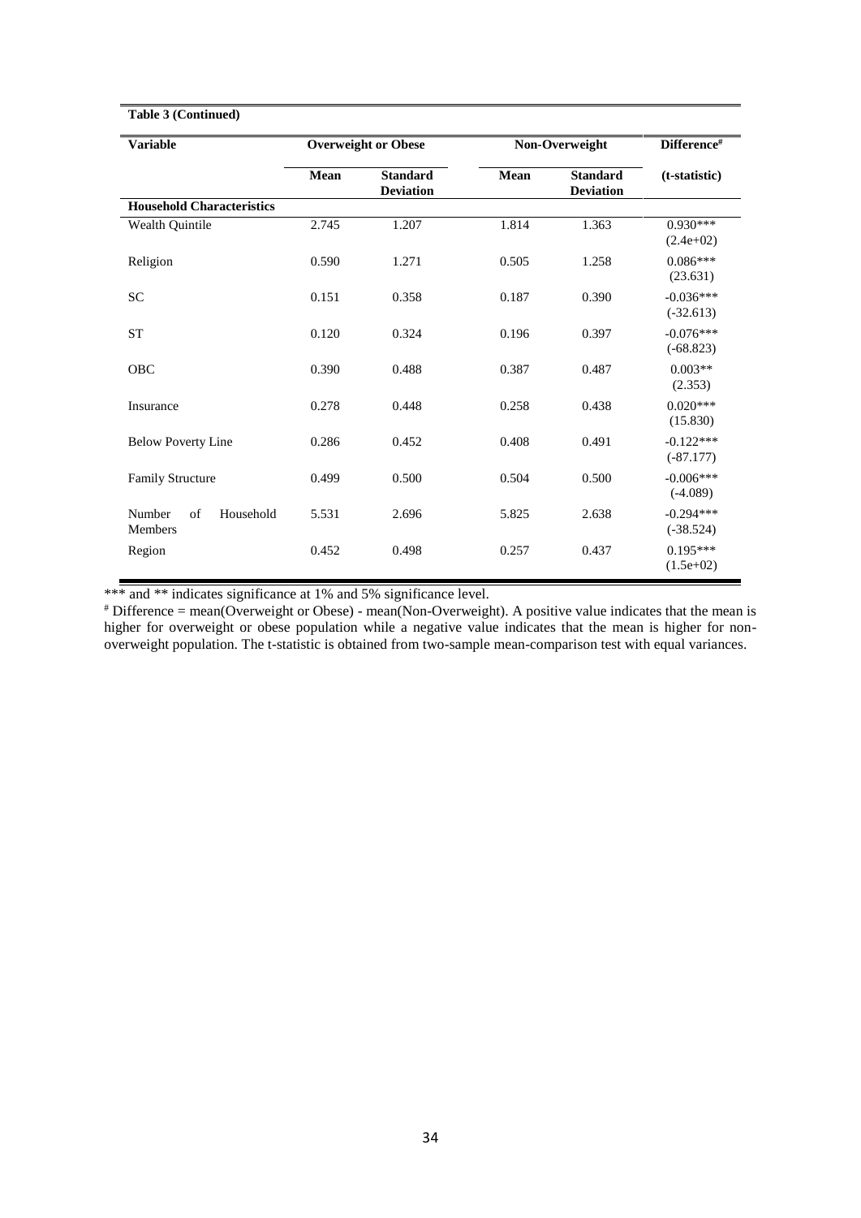**Table 3 (Continued)**

| Variable | Overweight or Obese | | Non-Overweight | | Difference[#] |
|---|---|---|---|---|---|
| | Mean | Standard Deviation | Mean | Standard Deviation | (t-statistic) |
| **Household Characteristics** | | | | | |
| Wealth Quintile | 2.745 | 1.207 | 1.814 | 1.363 | 0.930*** (2.4e+02) |
| Religion | 0.590 | 1.271 | 0.505 | 1.258 | 0.086*** (23.631) |
| SC | 0.151 | 0.358 | 0.187 | 0.390 | -0.036*** (-32.613) |
| ST | 0.120 | 0.324 | 0.196 | 0.397 | -0.076*** (-68.823) |
| OBC | 0.390 | 0.488 | 0.387 | 0.487 | 0.003** (2.353) |
| Insurance | 0.278 | 0.448 | 0.258 | 0.438 | 0.020*** (15.830) |
| Below Poverty Line | 0.286 | 0.452 | 0.408 | 0.491 | -0.122*** (-87.177) |
| Family Structure | 0.499 | 0.500 | 0.504 | 0.500 | -0.006*** (-4.089) |
| Number of Household Members | 5.531 | 2.696 | 5.825 | 2.638 | -0.294*** (-38.524) |
| Region | 0.452 | 0.498 | 0.257 | 0.437 | 0.195*** (1.5e+02) |

*** and ** indicates significance at 1% and 5% significance level.

[#] Difference = mean(Overweight or Obese) - mean(Non-Overweight). A positive value indicates that the mean is higher for overweight or obese population while a negative value indicates that the mean is higher for non-overweight population. The t-statistic is obtained from two-sample mean-comparison test with equal variances.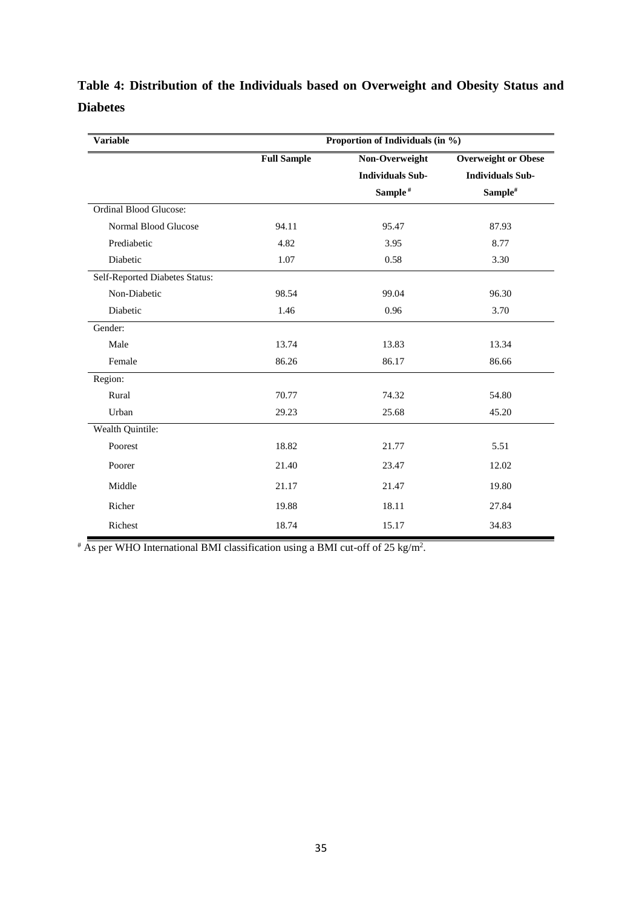**Table 4: Distribution of the Individuals based on Overweight and Obesity Status and Diabetes**

| Variable | Proportion of Individuals (in %) | | |
|---|---|---|---|
| | Full Sample | Non-Overweight Individuals Sub-Sample # | Overweight or Obese Individuals Sub-Sample# |
| Ordinal Blood Glucose: | | | |
| Normal Blood Glucose | 94.11 | 95.47 | 87.93 |
| Prediabetic | 4.82 | 3.95 | 8.77 |
| Diabetic | 1.07 | 0.58 | 3.30 |
| Self-Reported Diabetes Status: | | | |
| Non-Diabetic | 98.54 | 99.04 | 96.30 |
| Diabetic | 1.46 | 0.96 | 3.70 |
| Gender: | | | |
| Male | 13.74 | 13.83 | 13.34 |
| Female | 86.26 | 86.17 | 86.66 |
| Region: | | | |
| Rural | 70.77 | 74.32 | 54.80 |
| Urban | 29.23 | 25.68 | 45.20 |
| Wealth Quintile: | | | |
| Poorest | 18.82 | 21.77 | 5.51 |
| Poorer | 21.40 | 23.47 | 12.02 |
| Middle | 21.17 | 21.47 | 19.80 |
| Richer | 19.88 | 18.11 | 27.84 |
| Richest | 18.74 | 15.17 | 34.83 |

# As per WHO International BMI classification using a BMI cut-off of 25 $kg/m^2$.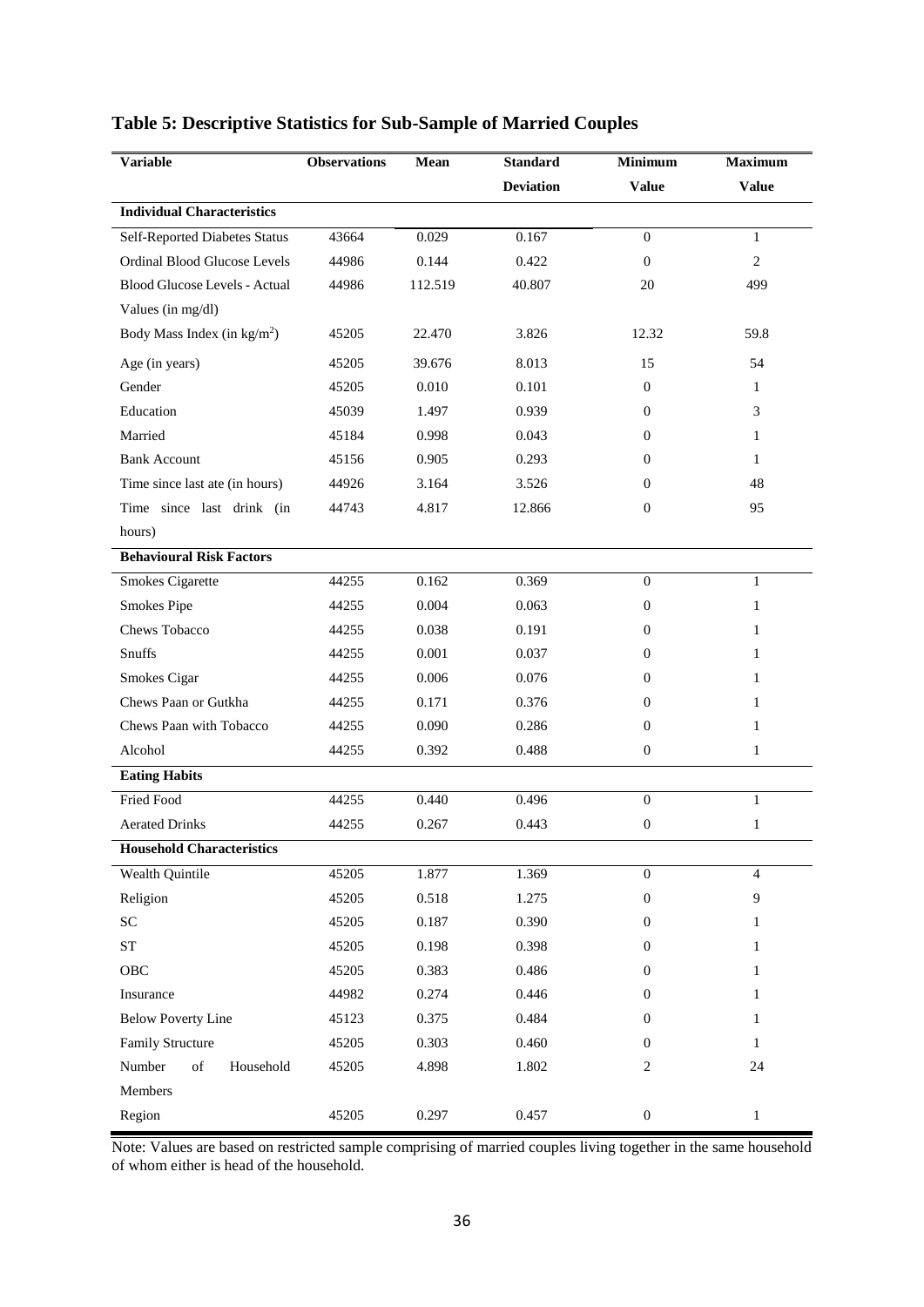## Table 5: Descriptive Statistics for Sub-Sample of Married Couples

| Variable | Observations | Mean | Standard Deviation | Minimum Value | Maximum Value |
|---|---|---|---|---|---|
| **Individual Characteristics** | | | | | |
| Self-Reported Diabetes Status | 43664 | 0.029 | 0.167 | 0 | 1 |
| Ordinal Blood Glucose Levels | 44986 | 0.144 | 0.422 | 0 | 2 |
| Blood Glucose Levels - Actual Values (in mg/dl) | 44986 | 112.519 | 40.807 | 20 | 499 |
| Body Mass Index (in kg/m$^2$) | 45205 | 22.470 | 3.826 | 12.32 | 59.8 |
| Age (in years) | 45205 | 39.676 | 8.013 | 15 | 54 |
| Gender | 45205 | 0.010 | 0.101 | 0 | 1 |
| Education | 45039 | 1.497 | 0.939 | 0 | 3 |
| Married | 45184 | 0.998 | 0.043 | 0 | 1 |
| Bank Account | 45156 | 0.905 | 0.293 | 0 | 1 |
| Time since last ate (in hours) | 44926 | 3.164 | 3.526 | 0 | 48 |
| Time since last drink (in hours) | 44743 | 4.817 | 12.866 | 0 | 95 |
| **Behavioural Risk Factors** | | | | | |
| Smokes Cigarette | 44255 | 0.162 | 0.369 | 0 | 1 |
| Smokes Pipe | 44255 | 0.004 | 0.063 | 0 | 1 |
| Chews Tobacco | 44255 | 0.038 | 0.191 | 0 | 1 |
| Snuffs | 44255 | 0.001 | 0.037 | 0 | 1 |
| Smokes Cigar | 44255 | 0.006 | 0.076 | 0 | 1 |
| Chews Paan or Gutkha | 44255 | 0.171 | 0.376 | 0 | 1 |
| Chews Paan with Tobacco | 44255 | 0.090 | 0.286 | 0 | 1 |
| Alcohol | 44255 | 0.392 | 0.488 | 0 | 1 |
| **Eating Habits** | | | | | |
| Fried Food | 44255 | 0.440 | 0.496 | 0 | 1 |
| Aerated Drinks | 44255 | 0.267 | 0.443 | 0 | 1 |
| **Household Characteristics** | | | | | |
| Wealth Quintile | 45205 | 1.877 | 1.369 | 0 | 4 |
| Religion | 45205 | 0.518 | 1.275 | 0 | 9 |
| SC | 45205 | 0.187 | 0.390 | 0 | 1 |
| ST | 45205 | 0.198 | 0.398 | 0 | 1 |
| OBC | 45205 | 0.383 | 0.486 | 0 | 1 |
| Insurance | 44982 | 0.274 | 0.446 | 0 | 1 |
| Below Poverty Line | 45123 | 0.375 | 0.484 | 0 | 1 |
| Family Structure | 45205 | 0.303 | 0.460 | 0 | 1 |
| Number of Household Members | 45205 | 4.898 | 1.802 | 2 | 24 |
| Region | 45205 | 0.297 | 0.457 | 0 | 1 |

Note: Values are based on restricted sample comprising of married couples living together in the same household of whom either is head of the household.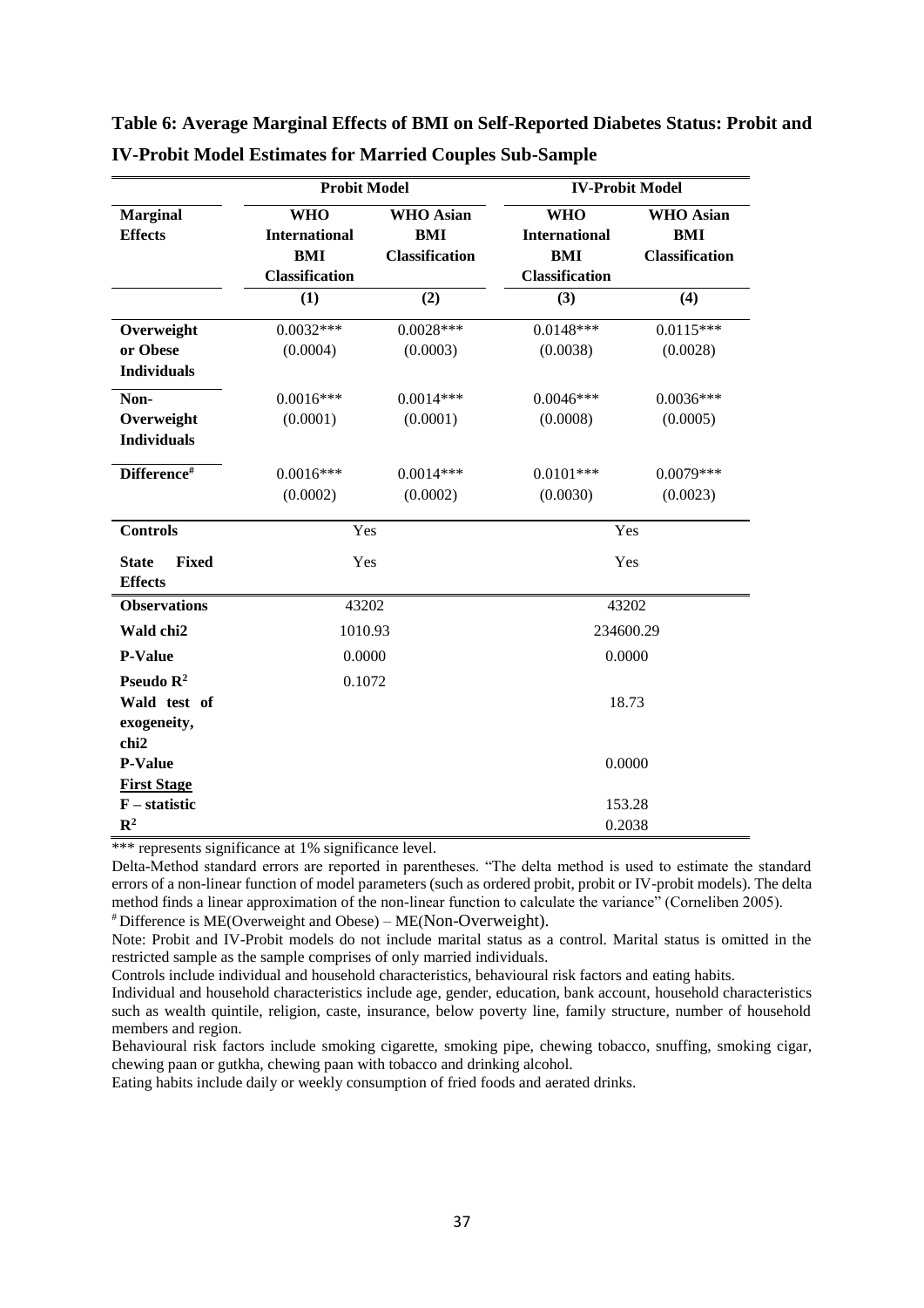**Table 6: Average Marginal Effects of BMI on Self-Reported Diabetes Status: Probit and IV-Probit Model Estimates for Married Couples Sub-Sample**

| | Probit Model | | IV-Probit Model | |
|---|---|---|---|---|
| **Marginal Effects** | **WHO International BMI Classification** | **WHO Asian BMI Classification** | **WHO International BMI Classification** | **WHO Asian BMI Classification** |
| | **(1)** | **(2)** | **(3)** | **(4)** |
| **Overweight or Obese Individuals** | 0.0032*** | 0.0028*** | 0.0148*** | 0.0115*** |
| | (0.0004) | (0.0003) | (0.0038) | (0.0028) |
| **Non-Overweight Individuals** | 0.0016*** | 0.0014*** | 0.0046*** | 0.0036*** |
| | (0.0001) | (0.0001) | (0.0008) | (0.0005) |
| **Difference#** | 0.0016*** | 0.0014*** | 0.0101*** | 0.0079*** |
| | (0.0002) | (0.0002) | (0.0030) | (0.0023) |
| **Controls** | Yes | | Yes | |
| **State Fixed Effects** | Yes | | Yes | |
| **Observations** | 43202 | | 43202 | |
| **Wald chi2** | 1010.93 | | 234600.29 | |
| **P-Value** | 0.0000 | | 0.0000 | |
| **Pseudo $R^2$** | 0.1072 | | | |
| **Wald test of exogeneity, chi2** | | | 18.73 | |
| **P-Value** | | | 0.0000 | |
| **First Stage** | | | | |
| **F – statistic** | | | 153.28 | |
| **$R^2$** | | | 0.2038 | |

*** represents significance at 1% significance level.

Delta-Method standard errors are reported in parentheses. "The delta method is used to estimate the standard errors of a non-linear function of model parameters (such as ordered probit, probit or IV-probit models). The delta method finds a linear approximation of the non-linear function to calculate the variance" (Corneliben 2005).

# Difference is ME(Overweight and Obese) – ME(Non-Overweight).

Note: Probit and IV-Probit models do not include marital status as a control. Marital status is omitted in the restricted sample as the sample comprises of only married individuals.

Controls include individual and household characteristics, behavioural risk factors and eating habits.

Individual and household characteristics include age, gender, education, bank account, household characteristics such as wealth quintile, religion, caste, insurance, below poverty line, family structure, number of household members and region.

Behavioural risk factors include smoking cigarette, smoking pipe, chewing tobacco, snuffing, smoking cigar, chewing paan or gutkha, chewing paan with tobacco and drinking alcohol.

Eating habits include daily or weekly consumption of fried foods and aerated drinks.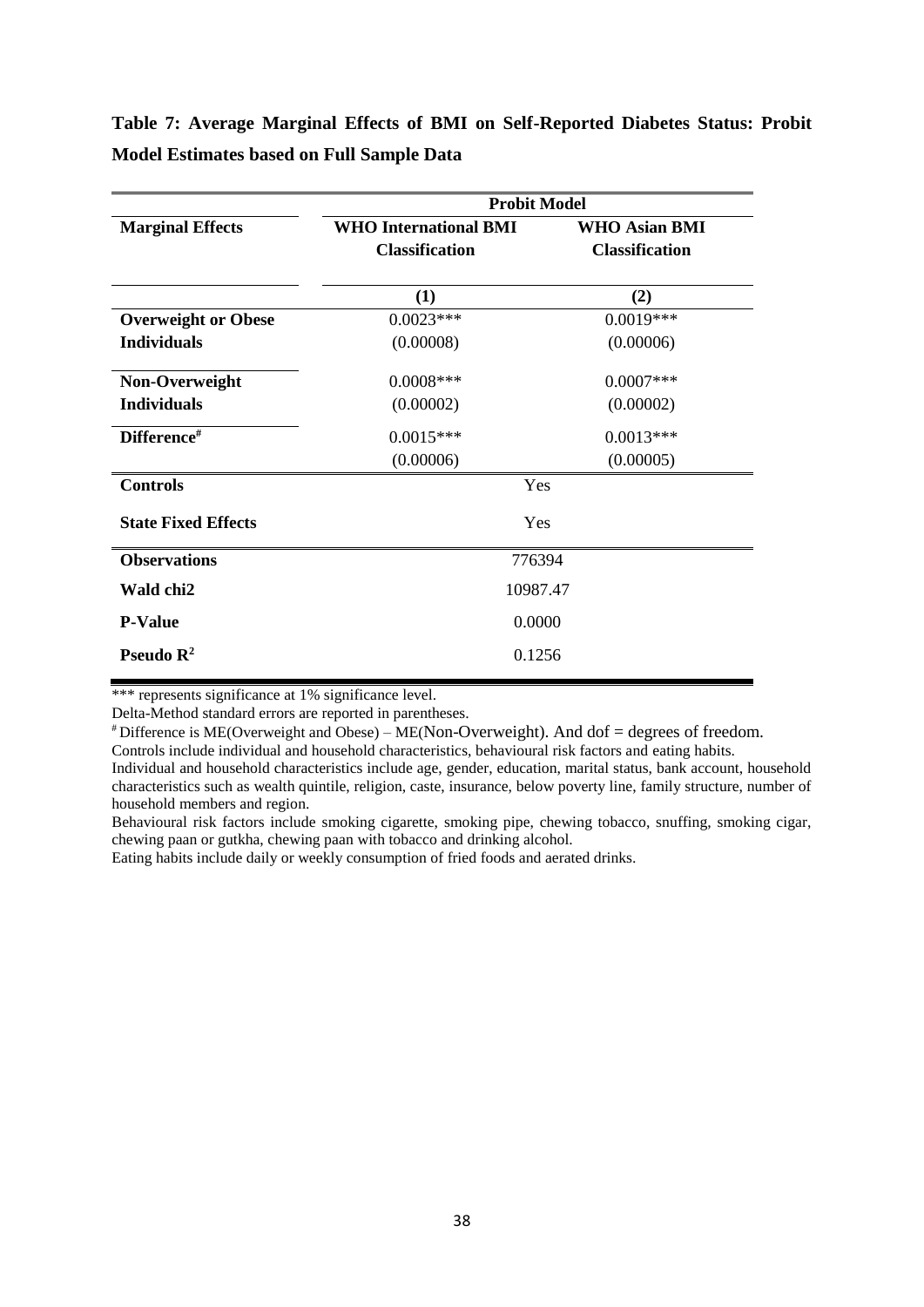**Table 7: Average Marginal Effects of BMI on Self-Reported Diabetes Status: Probit Model Estimates based on Full Sample Data**

| | Probit Model | |
|---|---|---|
| **Marginal Effects** | **WHO International BMI Classification** | **WHO Asian BMI Classification** |
| | **(1)** | **(2)** |
| **Overweight or Obese Individuals** | 0.0023*** | 0.0019*** |
| | (0.00008) | (0.00006) |
| **Non-Overweight Individuals** | 0.0008*** | 0.0007*** |
| | (0.00002) | (0.00002) |
| **Difference[#]** | 0.0015*** | 0.0013*** |
| | (0.00006) | (0.00005) |
| **Controls** | Yes | |
| **State Fixed Effects** | Yes | |
| **Observations** | 776394 | |
| **Wald chi2** | 10987.47 | |
| **P-Value** | 0.0000 | |
| **Pseudo $R^2$** | 0.1256 | |

*** represents significance at 1% significance level.

Delta-Method standard errors are reported in parentheses.

[#] Difference is ME(Overweight and Obese) – ME(Non-Overweight). And dof = degrees of freedom.

Controls include individual and household characteristics, behavioural risk factors and eating habits.

Individual and household characteristics include age, gender, education, marital status, bank account, household characteristics such as wealth quintile, religion, caste, insurance, below poverty line, family structure, number of household members and region.

Behavioural risk factors include smoking cigarette, smoking pipe, chewing tobacco, snuffing, smoking cigar, chewing paan or gutkha, chewing paan with tobacco and drinking alcohol.

Eating habits include daily or weekly consumption of fried foods and aerated drinks.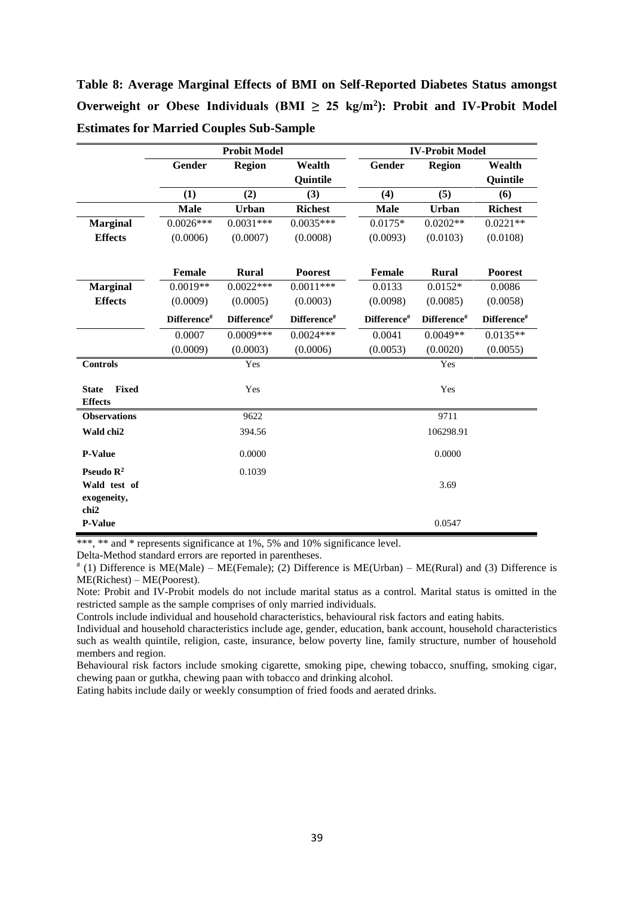**Table 8: Average Marginal Effects of BMI on Self-Reported Diabetes Status amongst Overweight or Obese Individuals (BMI ≥ 25 kg/m$^2$): Probit and IV-Probit Model Estimates for Married Couples Sub-Sample**

| | Probit Model | | | IV-Probit Model | | |
|---|---|---|---|---|---|---|
| | Gender | Region | Wealth Quintile | Gender | Region | Wealth Quintile |
| | (1) | (2) | (3) | (4) | (5) | (6) |
| | **Male** | **Urban** | **Richest** | **Male** | **Urban** | **Richest** |
| **Marginal Effects** | 0.0026*** | 0.0031*** | 0.0035*** | 0.0175* | 0.0202** | 0.0221** |
| | (0.0006) | (0.0007) | (0.0008) | (0.0093) | (0.0103) | (0.0108) |
| | **Female** | **Rural** | **Poorest** | **Female** | **Rural** | **Poorest** |
| **Marginal Effects** | 0.0019** | 0.0022*** | 0.0011*** | 0.0133 | 0.0152* | 0.0086 |
| | (0.0009) | (0.0005) | (0.0003) | (0.0098) | (0.0085) | (0.0058) |
| | **Difference#** | **Difference#** | **Difference#** | **Difference#** | **Difference#** | **Difference#** |
| | 0.0007 | 0.0009*** | 0.0024*** | 0.0041 | 0.0049** | 0.0135** |
| | (0.0009) | (0.0003) | (0.0006) | (0.0053) | (0.0020) | (0.0055) |
| **Controls** | | Yes | | | Yes | |
| **State Fixed Effects** | | Yes | | | Yes | |
| **Observations** | | 9622 | | | 9711 | |
| **Wald chi2** | | 394.56 | | | 106298.91 | |
| **P-Value** | | 0.0000 | | | 0.0000 | |
| **Pseudo $R^2$** | | 0.1039 | | | | |
| **Wald test of exogeneity, chi2** | | | | | 3.69 | |
| **P-Value** | | | | | 0.0547 | |

***, ** and * represents significance at 1%, 5% and 10% significance level.

Delta-Method standard errors are reported in parentheses.

# (1) Difference is ME(Male) – ME(Female); (2) Difference is ME(Urban) – ME(Rural) and (3) Difference is ME(Richest) – ME(Poorest).

Note: Probit and IV-Probit models do not include marital status as a control. Marital status is omitted in the restricted sample as the sample comprises of only married individuals.

Controls include individual and household characteristics, behavioural risk factors and eating habits.

Individual and household characteristics include age, gender, education, bank account, household characteristics such as wealth quintile, religion, caste, insurance, below poverty line, family structure, number of household members and region.

Behavioural risk factors include smoking cigarette, smoking pipe, chewing tobacco, snuffing, smoking cigar, chewing paan or gutkha, chewing paan with tobacco and drinking alcohol.

Eating habits include daily or weekly consumption of fried foods and aerated drinks.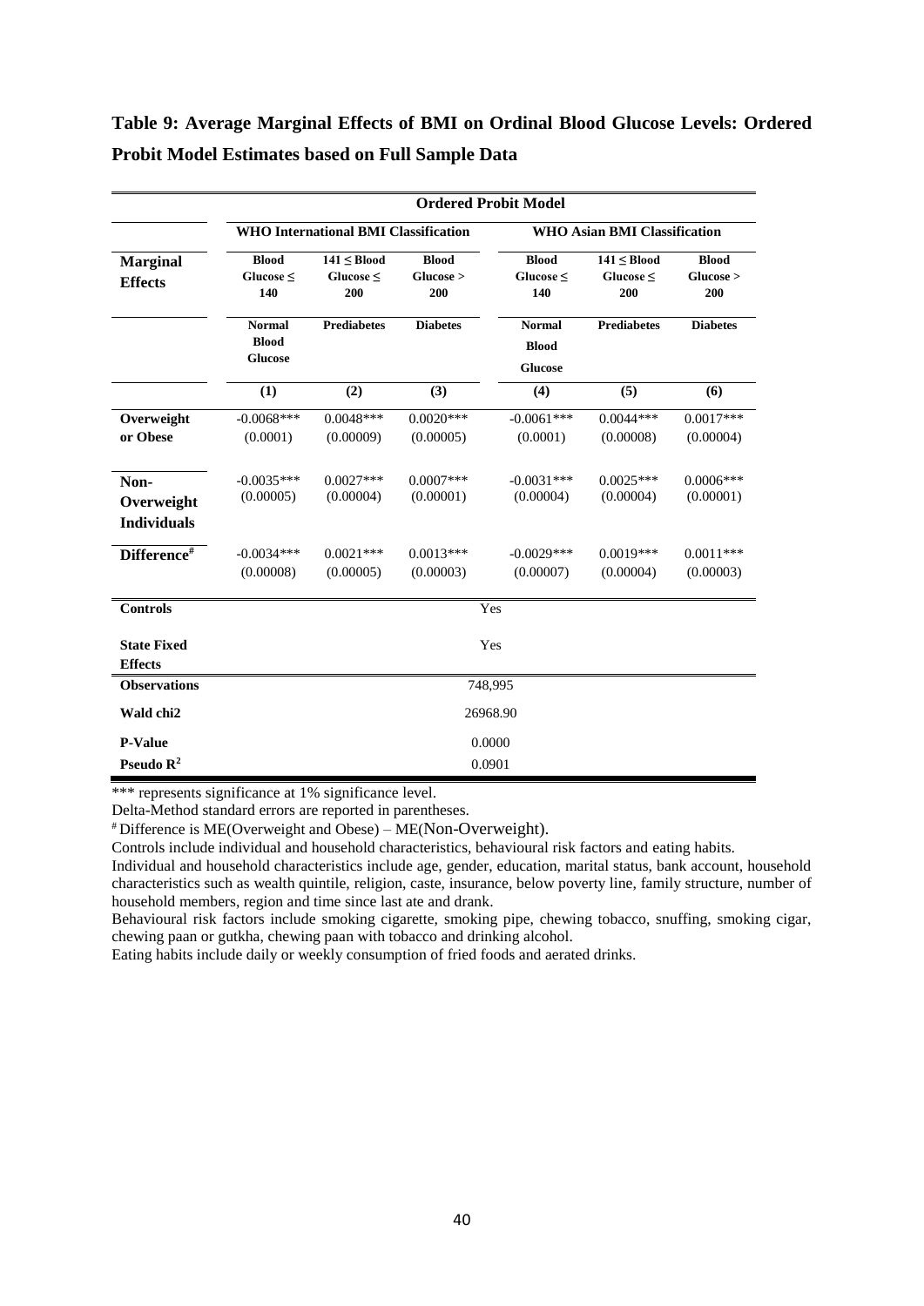**Table 9: Average Marginal Effects of BMI on Ordinal Blood Glucose Levels: Ordered Probit Model Estimates based on Full Sample Data**

| | Ordered Probit Model | | | | | |
|---|---|---|---|---|---|---|
| | WHO International BMI Classification | | | WHO Asian BMI Classification | | |
| **Marginal Effects** | Blood Glucose ≤ 140 | 141 ≤ Blood Glucose ≤ 200 | Blood Glucose > 200 | Blood Glucose ≤ 140 | 141 ≤ Blood Glucose ≤ 200 | Blood Glucose > 200 |
| | Normal Blood Glucose | Prediabetes | Diabetes | Normal Blood Glucose | Prediabetes | Diabetes |
| | (1) | (2) | (3) | (4) | (5) | (6) |
| **Overweight or Obese** | -0.0068*** (0.0001) | 0.0048*** (0.00009) | 0.0020*** (0.00005) | -0.0061*** (0.0001) | 0.0044*** (0.00008) | 0.0017*** (0.00004) |
| **Non-Overweight Individuals** | -0.0035*** (0.00005) | 0.0027*** (0.00004) | 0.0007*** (0.00001) | -0.0031*** (0.00004) | 0.0025*** (0.00004) | 0.0006*** (0.00001) |
| **Difference[#]** | -0.0034*** (0.00008) | 0.0021*** (0.00005) | 0.0013*** (0.00003) | -0.0029*** (0.00007) | 0.0019*** (0.00004) | 0.0011*** (0.00003) |
| **Controls** | Yes | | | | | |
| **State Fixed Effects** | Yes | | | | | |
| **Observations** | 748,995 | | | | | |
| **Wald chi2** | 26968.90 | | | | | |
| **P-Value** | 0.0000 | | | | | |
| **Pseudo $R^2$** | 0.0901 | | | | | |

*** represents significance at 1% significance level.

Delta-Method standard errors are reported in parentheses.

[#] Difference is ME(Overweight and Obese) – ME(Non-Overweight).

Controls include individual and household characteristics, behavioural risk factors and eating habits.

Individual and household characteristics include age, gender, education, marital status, bank account, household characteristics such as wealth quintile, religion, caste, insurance, below poverty line, family structure, number of household members, region and time since last ate and drank.

Behavioural risk factors include smoking cigarette, smoking pipe, chewing tobacco, snuffing, smoking cigar, chewing paan or gutkha, chewing paan with tobacco and drinking alcohol.

Eating habits include daily or weekly consumption of fried foods and aerated drinks.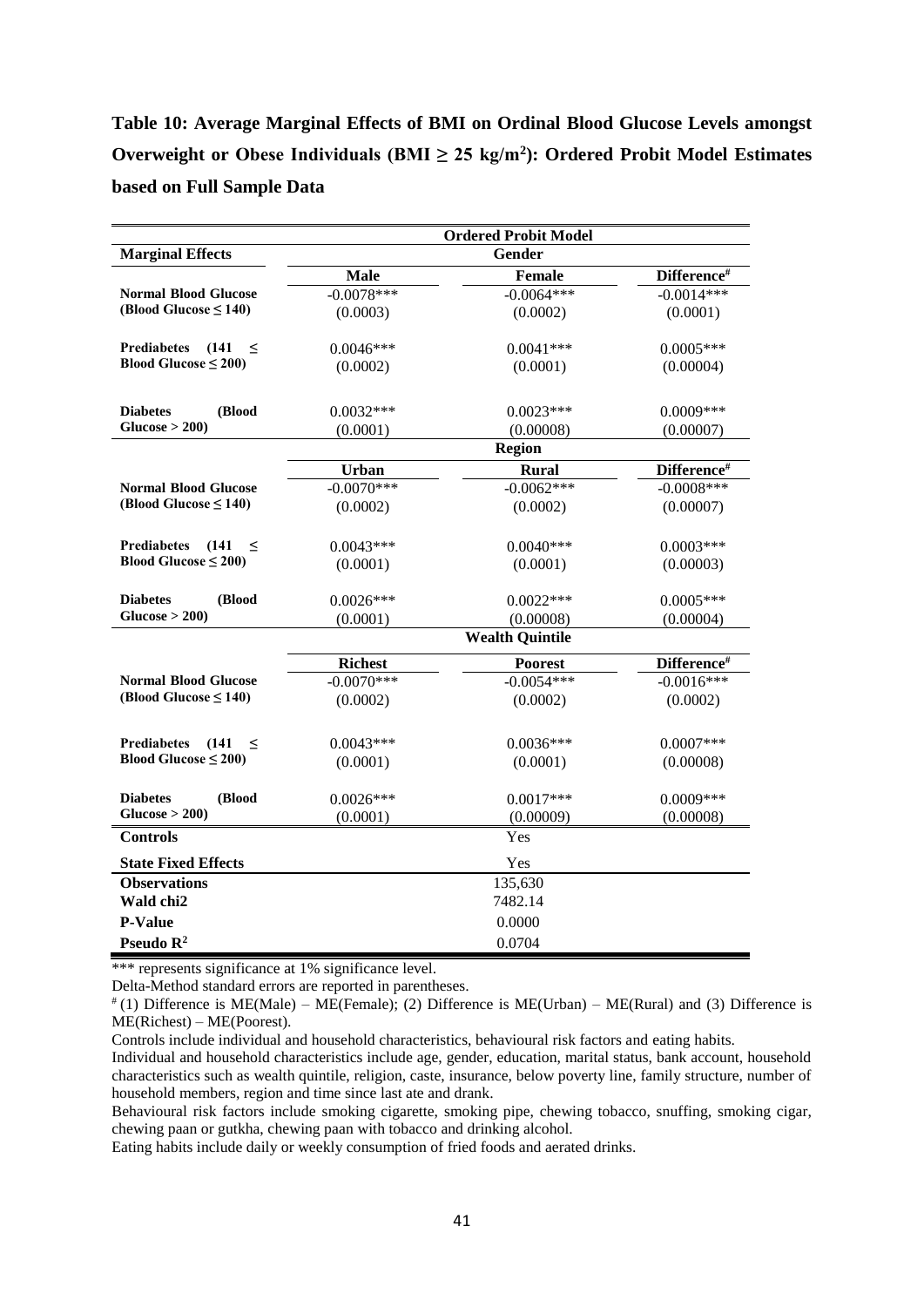**Table 10: Average Marginal Effects of BMI on Ordinal Blood Glucose Levels amongst Overweight or Obese Individuals (BMI ≥ 25 kg/m$^2$): Ordered Probit Model Estimates based on Full Sample Data**

| | Ordered Probit Model | | |
|---|---|---|---|
| **Marginal Effects** | **Gender** | | |
| | **Male** | **Female** | **Difference#** |
| **Normal Blood Glucose (Blood Glucose ≤ 140)** | -0.0078*** | -0.0064*** | -0.0014*** |
| | (0.0003) | (0.0002) | (0.0001) |
| **Prediabetes (141 ≤ Blood Glucose ≤ 200)** | 0.0046*** | 0.0041*** | 0.0005*** |
| | (0.0002) | (0.0001) | (0.00004) |
| **Diabetes (Blood Glucose > 200)** | 0.0032*** | 0.0023*** | 0.0009*** |
| | (0.0001) | (0.00008) | (0.00007) |
| | **Region** | | |
| | **Urban** | **Rural** | **Difference#** |
| **Normal Blood Glucose (Blood Glucose ≤ 140)** | -0.0070*** | -0.0062*** | -0.0008*** |
| | (0.0002) | (0.0002) | (0.00007) |
| **Prediabetes (141 ≤ Blood Glucose ≤ 200)** | 0.0043*** | 0.0040*** | 0.0003*** |
| | (0.0001) | (0.0001) | (0.00003) |
| **Diabetes (Blood Glucose > 200)** | 0.0026*** | 0.0022*** | 0.0005*** |
| | (0.0001) | (0.00008) | (0.00004) |
| | **Wealth Quintile** | | |
| | **Richest** | **Poorest** | **Difference#** |
| **Normal Blood Glucose (Blood Glucose ≤ 140)** | -0.0070*** | -0.0054*** | -0.0016*** |
| | (0.0002) | (0.0002) | (0.0002) |
| **Prediabetes (141 ≤ Blood Glucose ≤ 200)** | 0.0043*** | 0.0036*** | 0.0007*** |
| | (0.0001) | (0.0001) | (0.00008) |
| **Diabetes (Blood Glucose > 200)** | 0.0026*** | 0.0017*** | 0.0009*** |
| | (0.0001) | (0.00009) | (0.00008) |
| **Controls** | Yes | | |
| **State Fixed Effects** | Yes | | |
| **Observations** | 135,630 | | |
| **Wald chi2** | 7482.14 | | |
| **P-Value** | 0.0000 | | |
| **Pseudo $R^2$** | 0.0704 | | |

*** represents significance at 1% significance level.

Delta-Method standard errors are reported in parentheses.

# (1) Difference is ME(Male) – ME(Female); (2) Difference is ME(Urban) – ME(Rural) and (3) Difference is ME(Richest) – ME(Poorest).

Controls include individual and household characteristics, behavioural risk factors and eating habits.

Individual and household characteristics include age, gender, education, marital status, bank account, household characteristics such as wealth quintile, religion, caste, insurance, below poverty line, family structure, number of household members, region and time since last ate and drank.

Behavioural risk factors include smoking cigarette, smoking pipe, chewing tobacco, snuffing, smoking cigar, chewing paan or gutkha, chewing paan with tobacco and drinking alcohol.

Eating habits include daily or weekly consumption of fried foods and aerated drinks.